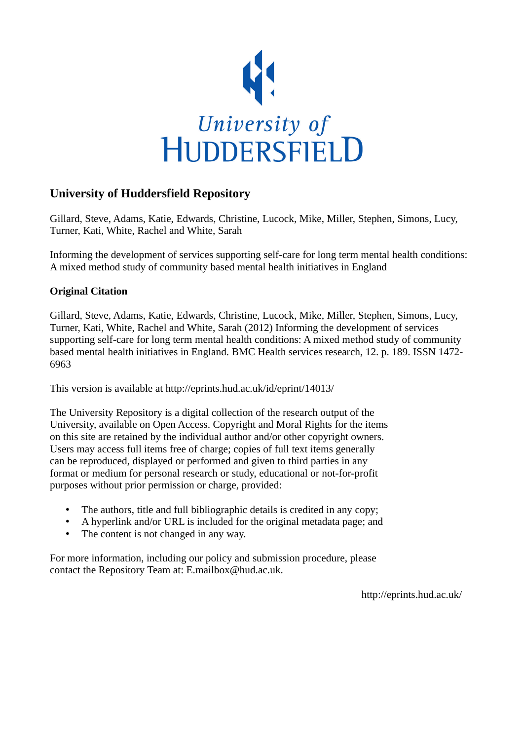University of HUDDERSFIELD

## University of Huddersfield Repository

Gillard, Steve, Adams, Katie, Edwards, Christine, Lucock, Mike, Miller, Stephen, Simons, Lucy, Turner, Kati, White, Rachel and White, Sarah

Informing the development of services supporting self-care for long term mental health conditions: A mixed method study of community based mental health initiatives in England

### Original Citation

Gillard, Steve, Adams, Katie, Edwards, Christine, Lucock, Mike, Miller, Stephen, Simons, Lucy, Turner, Kati, White, Rachel and White, Sarah (2012) Informing the development of services supporting self-care for long term mental health conditions: A mixed method study of community based mental health initiatives in England. BMC Health services research, 12. p. 189. ISSN 1472-6963

This version is available at http://eprints.hud.ac.uk/id/eprint/14013/

The University Repository is a digital collection of the research output of the University, available on Open Access. Copyright and Moral Rights for the items on this site are retained by the individual author and/or other copyright owners. Users may access full items free of charge; copies of full text items generally can be reproduced, displayed or performed and given to third parties in any format or medium for personal research or study, educational or not-for-profit purposes without prior permission or charge, provided:

- The authors, title and full bibliographic details is credited in any copy;
- A hyperlink and/or URL is included for the original metadata page; and
- The content is not changed in any way.

For more information, including our policy and submission procedure, please contact the Repository Team at: E.mailbox@hud.ac.uk.

http://eprints.hud.ac.uk/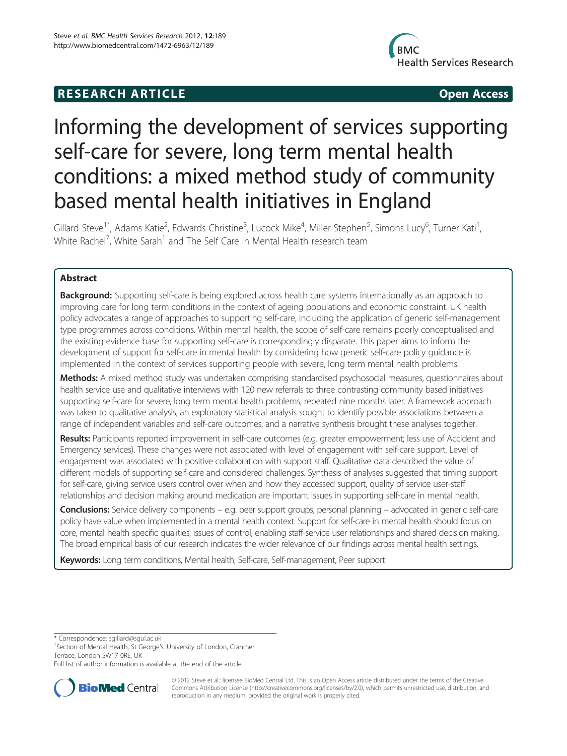# Informing the development of services supporting self-care for severe, long term mental health conditions: a mixed method study of community based mental health initiatives in England

Gillard Steve[1*], Adams Katie[2], Edwards Christine[3], Lucock Mike[4], Miller Stephen[5], Simons Lucy[6], Turner Kati[1], White Rachel[7], White Sarah[1] and The Self Care in Mental Health research team

## Abstract

**Background:** Supporting self-care is being explored across health care systems internationally as an approach to improving care for long term conditions in the context of ageing populations and economic constraint. UK health policy advocates a range of approaches to supporting self-care, including the application of generic self-management type programmes across conditions. Within mental health, the scope of self-care remains poorly conceptualised and the existing evidence base for supporting self-care is correspondingly disparate. This paper aims to inform the development of support for self-care in mental health by considering how generic self-care policy guidance is implemented in the context of services supporting people with severe, long term mental health problems.

**Methods:** A mixed method study was undertaken comprising standardised psychosocial measures, questionnaires about health service use and qualitative interviews with 120 new referrals to three contrasting community based initiatives supporting self-care for severe, long term mental health problems, repeated nine months later. A framework approach was taken to qualitative analysis, an exploratory statistical analysis sought to identify possible associations between a range of independent variables and self-care outcomes, and a narrative synthesis brought these analyses together.

**Results:** Participants reported improvement in self-care outcomes (e.g. greater empowerment; less use of Accident and Emergency services). These changes were not associated with level of engagement with self-care support. Level of engagement was associated with positive collaboration with support staff. Qualitative data described the value of different models of supporting self-care and considered challenges. Synthesis of analyses suggested that timing support for self-care, giving service users control over when and how they accessed support, quality of service user-staff relationships and decision making around medication are important issues in supporting self-care in mental health.

**Conclusions:** Service delivery components – e.g. peer support groups, personal planning – advocated in generic self-care policy have value when implemented in a mental health context. Support for self-care in mental health should focus on core, mental health specific qualities; issues of control, enabling staff-service user relationships and shared decision making. The broad empirical basis of our research indicates the wider relevance of our findings across mental health settings.

**Keywords:** Long term conditions, Mental health, Self-care, Self-management, Peer support

\* Correspondence: sgillard@sgul.ac.uk
[1]Section of Mental Health, St George's, University of London, Cranmer Terrace, London SW17 0RE, UK
Full list of author information is available at the end of the article

© 2012 Steve et al.; licensee BioMed Central Ltd. This is an Open Access article distributed under the terms of the Creative Commons Attribution License (http://creativecommons.org/licenses/by/2.0), which permits unrestricted use, distribution, and reproduction in any medium, provided the original work is properly cited.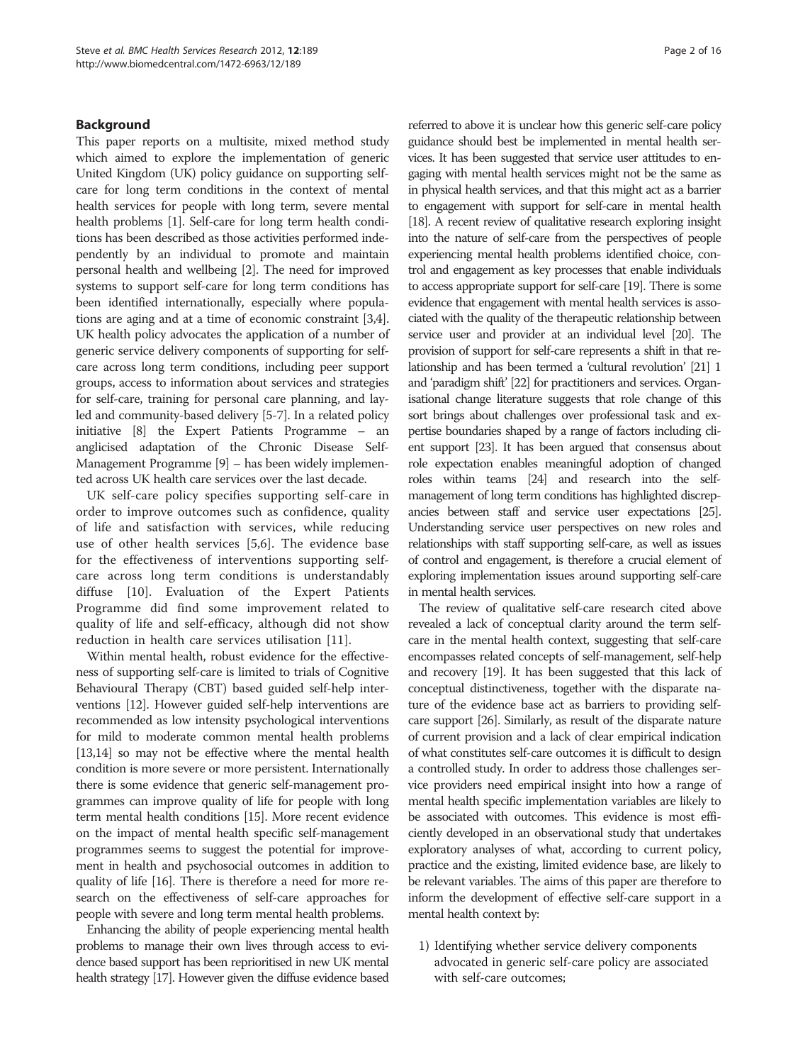## Background

This paper reports on a multisite, mixed method study which aimed to explore the implementation of generic United Kingdom (UK) policy guidance on supporting self-care for long term conditions in the context of mental health services for people with long term, severe mental health problems [1]. Self-care for long term health conditions has been described as those activities performed independently by an individual to promote and maintain personal health and wellbeing [2]. The need for improved systems to support self-care for long term conditions has been identified internationally, especially where populations are aging and at a time of economic constraint [3,4]. UK health policy advocates the application of a number of generic service delivery components of supporting for self-care across long term conditions, including peer support groups, access to information about services and strategies for self-care, training for personal care planning, and lay-led and community-based delivery [5-7]. In a related policy initiative [8] the Expert Patients Programme – an anglicised adaptation of the Chronic Disease Self-Management Programme [9] – has been widely implemented across UK health care services over the last decade.

UK self-care policy specifies supporting self-care in order to improve outcomes such as confidence, quality of life and satisfaction with services, while reducing use of other health services [5,6]. The evidence base for the effectiveness of interventions supporting self-care across long term conditions is understandably diffuse [10]. Evaluation of the Expert Patients Programme did find some improvement related to quality of life and self-efficacy, although did not show reduction in health care services utilisation [11].

Within mental health, robust evidence for the effectiveness of supporting self-care is limited to trials of Cognitive Behavioural Therapy (CBT) based guided self-help interventions [12]. However guided self-help interventions are recommended as low intensity psychological interventions for mild to moderate common mental health problems [13,14] so may not be effective where the mental health condition is more severe or more persistent. Internationally there is some evidence that generic self-management programmes can improve quality of life for people with long term mental health conditions [15]. More recent evidence on the impact of mental health specific self-management programmes seems to suggest the potential for improvement in health and psychosocial outcomes in addition to quality of life [16]. There is therefore a need for more research on the effectiveness of self-care approaches for people with severe and long term mental health problems.

Enhancing the ability of people experiencing mental health problems to manage their own lives through access to evidence based support has been reprioritised in new UK mental health strategy [17]. However given the diffuse evidence based referred to above it is unclear how this generic self-care policy guidance should best be implemented in mental health services. It has been suggested that service user attitudes to engaging with mental health services might not be the same as in physical health services, and that this might act as a barrier to engagement with support for self-care in mental health [18]. A recent review of qualitative research exploring insight into the nature of self-care from the perspectives of people experiencing mental health problems identified choice, control and engagement as key processes that enable individuals to access appropriate support for self-care [19]. There is some evidence that engagement with mental health services is associated with the quality of the therapeutic relationship between service user and provider at an individual level [20]. The provision of support for self-care represents a shift in that relationship and has been termed a 'cultural revolution' [21] 1 and 'paradigm shift' [22] for practitioners and services. Organisational change literature suggests that role change of this sort brings about challenges over professional task and expertise boundaries shaped by a range of factors including client support [23]. It has been argued that consensus about role expectation enables meaningful adoption of changed roles within teams [24] and research into the self-management of long term conditions has highlighted discrepancies between staff and service user expectations [25]. Understanding service user perspectives on new roles and relationships with staff supporting self-care, as well as issues of control and engagement, is therefore a crucial element of exploring implementation issues around supporting self-care in mental health services.

The review of qualitative self-care research cited above revealed a lack of conceptual clarity around the term self-care in the mental health context, suggesting that self-care encompasses related concepts of self-management, self-help and recovery [19]. It has been suggested that this lack of conceptual distinctiveness, together with the disparate nature of the evidence base act as barriers to providing self-care support [26]. Similarly, as result of the disparate nature of current provision and a lack of clear empirical indication of what constitutes self-care outcomes it is difficult to design a controlled study. In order to address those challenges service providers need empirical insight into how a range of mental health specific implementation variables are likely to be associated with outcomes. This evidence is most efficiently developed in an observational study that undertakes exploratory analyses of what, according to current policy, practice and the existing, limited evidence base, are likely to be relevant variables. The aims of this paper are therefore to inform the development of effective self-care support in a mental health context by:

1) Identifying whether service delivery components advocated in generic self-care policy are associated with self-care outcomes;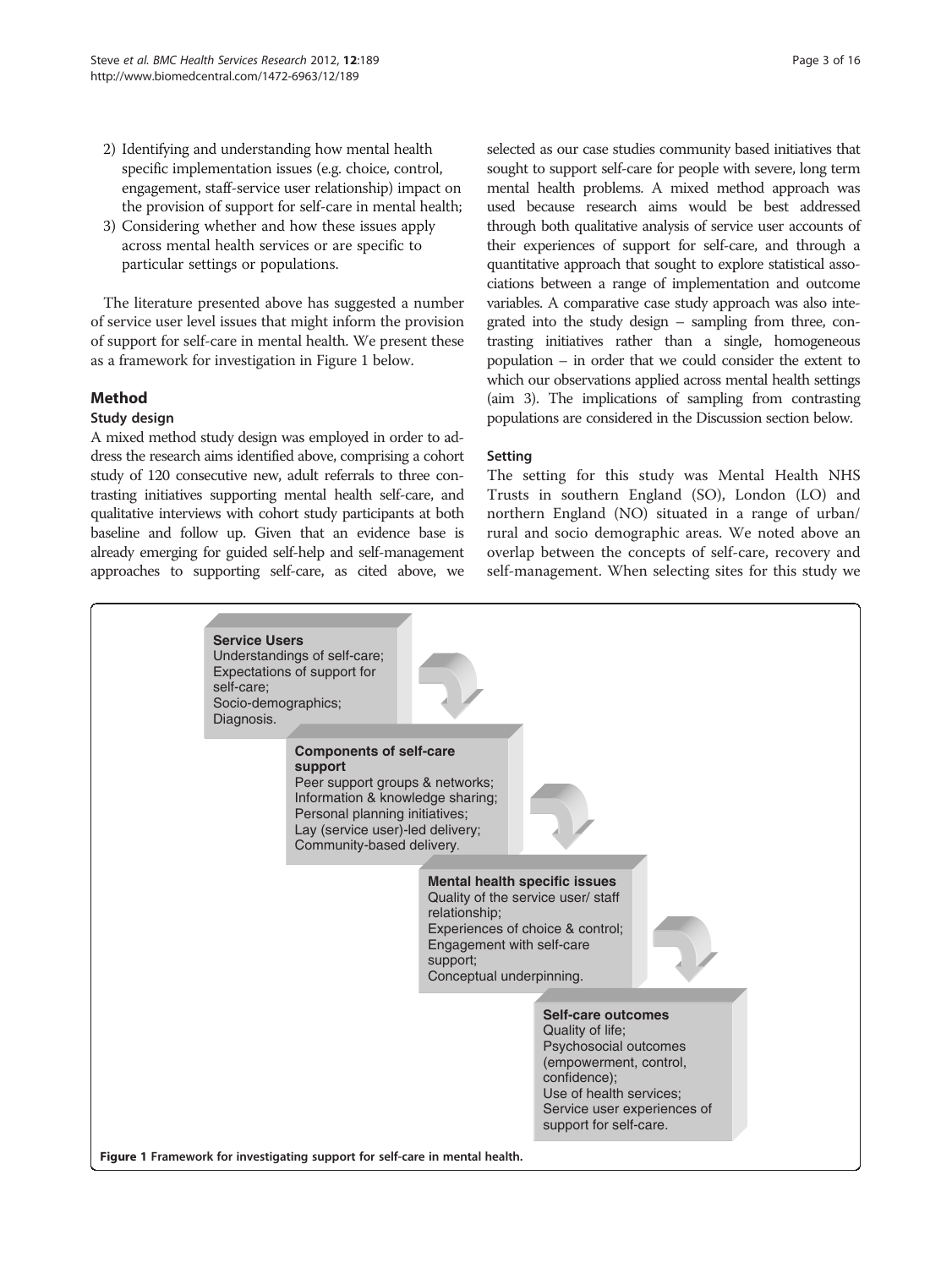2) Identifying and understanding how mental health specific implementation issues (e.g. choice, control, engagement, staff-service user relationship) impact on the provision of support for self-care in mental health;
3) Considering whether and how these issues apply across mental health services or are specific to particular settings or populations.

The literature presented above has suggested a number of service user level issues that might inform the provision of support for self-care in mental health. We present these as a framework for investigation in Figure 1 below.

## Method

### Study design

A mixed method study design was employed in order to address the research aims identified above, comprising a cohort study of 120 consecutive new, adult referrals to three contrasting initiatives supporting mental health self-care, and qualitative interviews with cohort study participants at both baseline and follow up. Given that an evidence base is already emerging for guided self-help and self-management approaches to supporting self-care, as cited above, we selected as our case studies community based initiatives that sought to support self-care for people with severe, long term mental health problems. A mixed method approach was used because research aims would be best addressed through both qualitative analysis of service user accounts of their experiences of support for self-care, and through a quantitative approach that sought to explore statistical associations between a range of implementation and outcome variables. A comparative case study approach was also integrated into the study design – sampling from three, contrasting initiatives rather than a single, homogeneous population – in order that we could consider the extent to which our observations applied across mental health settings (aim 3). The implications of sampling from contrasting populations are considered in the Discussion section below.

### Setting

The setting for this study was Mental Health NHS Trusts in southern England (SO), London (LO) and northern England (NO) situated in a range of urban/rural and socio demographic areas. We noted above an overlap between the concepts of self-care, recovery and self-management. When selecting sites for this study we

**Service Users**
Understandings of self-care;
Expectations of support for self-care;
Socio-demographics;
Diagnosis.

**Components of self-care support**
Peer support groups & networks;
Information & knowledge sharing;
Personal planning initiatives;
Lay (service user)-led delivery;
Community-based delivery.

**Mental health specific issues**
Quality of the service user/ staff relationship;
Experiences of choice & control;
Engagement with self-care support;
Conceptual underpinning.

**Self-care outcomes**
Quality of life;
Psychosocial outcomes (empowerment, control, confidence);
Use of health services;
Service user experiences of support for self-care.

**Figure 1 Framework for investigating support for self-care in mental health.**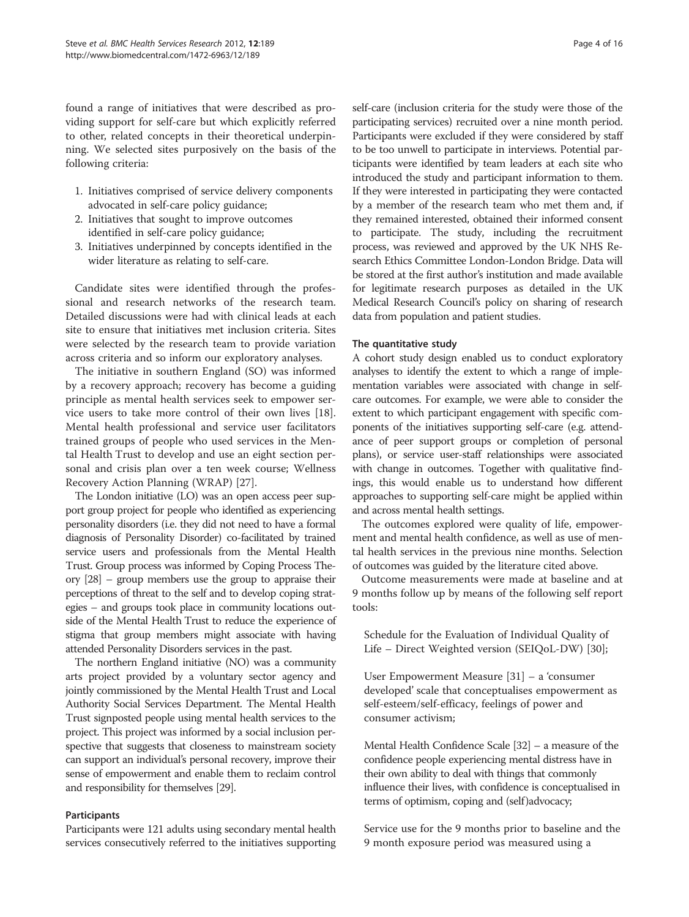found a range of initiatives that were described as providing support for self-care but which explicitly referred to other, related concepts in their theoretical underpinning. We selected sites purposively on the basis of the following criteria:

1. Initiatives comprised of service delivery components advocated in self-care policy guidance;
2. Initiatives that sought to improve outcomes identified in self-care policy guidance;
3. Initiatives underpinned by concepts identified in the wider literature as relating to self-care.

Candidate sites were identified through the professional and research networks of the research team. Detailed discussions were had with clinical leads at each site to ensure that initiatives met inclusion criteria. Sites were selected by the research team to provide variation across criteria and so inform our exploratory analyses.

The initiative in southern England (SO) was informed by a recovery approach; recovery has become a guiding principle as mental health services seek to empower service users to take more control of their own lives [18]. Mental health professional and service user facilitators trained groups of people who used services in the Mental Health Trust to develop and use an eight section personal and crisis plan over a ten week course; Wellness Recovery Action Planning (WRAP) [27].

The London initiative (LO) was an open access peer support group project for people who identified as experiencing personality disorders (i.e. they did not need to have a formal diagnosis of Personality Disorder) co-facilitated by trained service users and professionals from the Mental Health Trust. Group process was informed by Coping Process Theory [28] – group members use the group to appraise their perceptions of threat to the self and to develop coping strategies – and groups took place in community locations outside of the Mental Health Trust to reduce the experience of stigma that group members might associate with having attended Personality Disorders services in the past.

The northern England initiative (NO) was a community arts project provided by a voluntary sector agency and jointly commissioned by the Mental Health Trust and Local Authority Social Services Department. The Mental Health Trust signposted people using mental health services to the project. This project was informed by a social inclusion perspective that suggests that closeness to mainstream society can support an individual's personal recovery, improve their sense of empowerment and enable them to reclaim control and responsibility for themselves [29].

### Participants

Participants were 121 adults using secondary mental health services consecutively referred to the initiatives supporting self-care (inclusion criteria for the study were those of the participating services) recruited over a nine month period. Participants were excluded if they were considered by staff to be too unwell to participate in interviews. Potential participants were identified by team leaders at each site who introduced the study and participant information to them. If they were interested in participating they were contacted by a member of the research team who met them and, if they remained interested, obtained their informed consent to participate. The study, including the recruitment process, was reviewed and approved by the UK NHS Research Ethics Committee London-London Bridge. Data will be stored at the first author's institution and made available for legitimate research purposes as detailed in the UK Medical Research Council's policy on sharing of research data from population and patient studies.

### The quantitative study

A cohort study design enabled us to conduct exploratory analyses to identify the extent to which a range of implementation variables were associated with change in self-care outcomes. For example, we were able to consider the extent to which participant engagement with specific components of the initiatives supporting self-care (e.g. attendance of peer support groups or completion of personal plans), or service user-staff relationships were associated with change in outcomes. Together with qualitative findings, this would enable us to understand how different approaches to supporting self-care might be applied within and across mental health settings.

The outcomes explored were quality of life, empowerment and mental health confidence, as well as use of mental health services in the previous nine months. Selection of outcomes was guided by the literature cited above.

Outcome measurements were made at baseline and at 9 months follow up by means of the following self report tools:

Schedule for the Evaluation of Individual Quality of Life – Direct Weighted version (SEIQoL-DW) [30];

User Empowerment Measure [31] – a 'consumer developed' scale that conceptualises empowerment as self-esteem/self-efficacy, feelings of power and consumer activism;

Mental Health Confidence Scale [32] – a measure of the confidence people experiencing mental distress have in their own ability to deal with things that commonly influence their lives, with confidence is conceptualised in terms of optimism, coping and (self)advocacy;

Service use for the 9 months prior to baseline and the 9 month exposure period was measured using a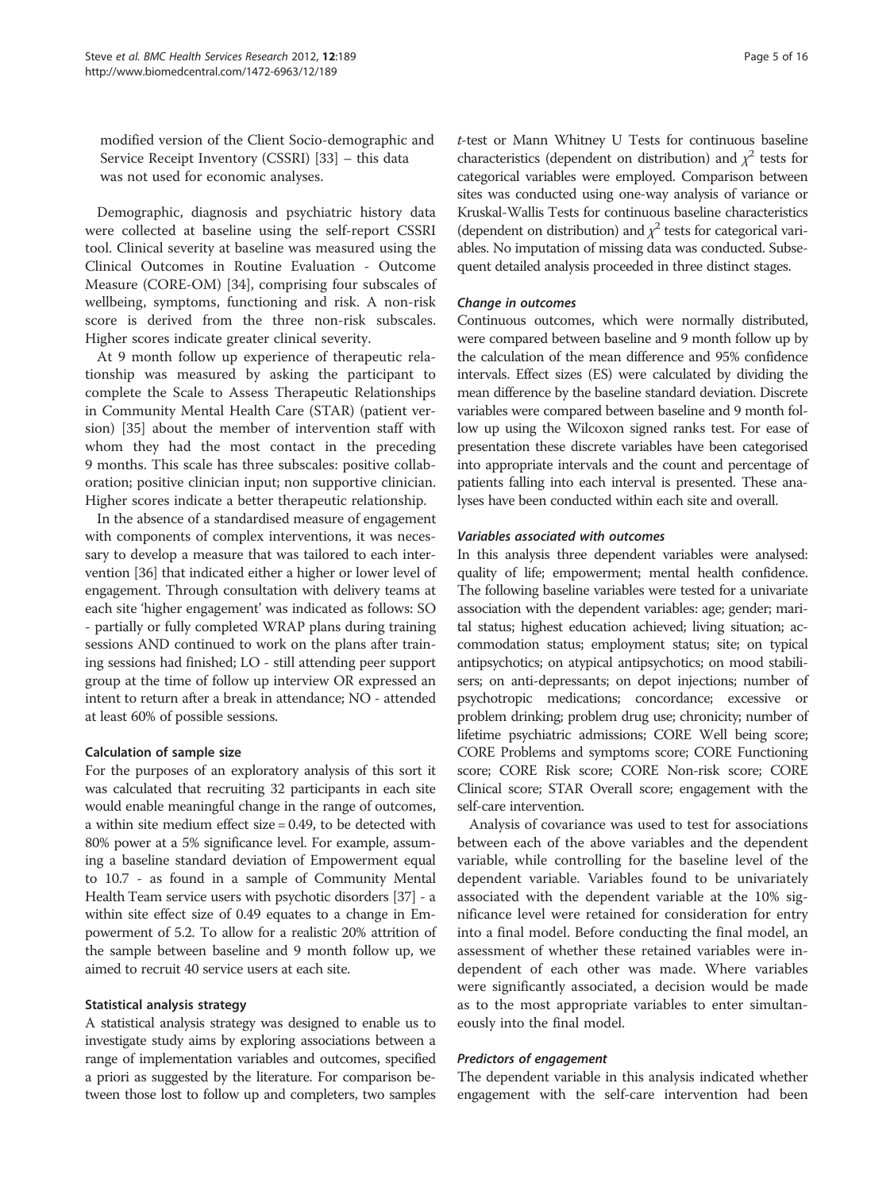modified version of the Client Socio-demographic and Service Receipt Inventory (CSSRI) [33] – this data was not used for economic analyses.

Demographic, diagnosis and psychiatric history data were collected at baseline using the self-report CSSRI tool. Clinical severity at baseline was measured using the Clinical Outcomes in Routine Evaluation - Outcome Measure (CORE-OM) [34], comprising four subscales of wellbeing, symptoms, functioning and risk. A non-risk score is derived from the three non-risk subscales. Higher scores indicate greater clinical severity.

At 9 month follow up experience of therapeutic relationship was measured by asking the participant to complete the Scale to Assess Therapeutic Relationships in Community Mental Health Care (STAR) (patient version) [35] about the member of intervention staff with whom they had the most contact in the preceding 9 months. This scale has three subscales: positive collaboration; positive clinician input; non supportive clinician. Higher scores indicate a better therapeutic relationship.

In the absence of a standardised measure of engagement with components of complex interventions, it was necessary to develop a measure that was tailored to each intervention [36] that indicated either a higher or lower level of engagement. Through consultation with delivery teams at each site 'higher engagement' was indicated as follows: SO - partially or fully completed WRAP plans during training sessions AND continued to work on the plans after training sessions had finished; LO - still attending peer support group at the time of follow up interview OR expressed an intent to return after a break in attendance; NO - attended at least 60% of possible sessions.

### Calculation of sample size

For the purposes of an exploratory analysis of this sort it was calculated that recruiting 32 participants in each site would enable meaningful change in the range of outcomes, a within site medium effect size = 0.49, to be detected with 80% power at a 5% significance level. For example, assuming a baseline standard deviation of Empowerment equal to 10.7 - as found in a sample of Community Mental Health Team service users with psychotic disorders [37] - a within site effect size of 0.49 equates to a change in Empowerment of 5.2. To allow for a realistic 20% attrition of the sample between baseline and 9 month follow up, we aimed to recruit 40 service users at each site.

### Statistical analysis strategy

A statistical analysis strategy was designed to enable us to investigate study aims by exploring associations between a range of implementation variables and outcomes, specified a priori as suggested by the literature. For comparison between those lost to follow up and completers, two samples *t*-test or Mann Whitney U Tests for continuous baseline characteristics (dependent on distribution) and $\chi^2$ tests for categorical variables were employed. Comparison between sites was conducted using one-way analysis of variance or Kruskal-Wallis Tests for continuous baseline characteristics (dependent on distribution) and $\chi^2$ tests for categorical variables. No imputation of missing data was conducted. Subsequent detailed analysis proceeded in three distinct stages.

#### *Change in outcomes*

Continuous outcomes, which were normally distributed, were compared between baseline and 9 month follow up by the calculation of the mean difference and 95% confidence intervals. Effect sizes (ES) were calculated by dividing the mean difference by the baseline standard deviation. Discrete variables were compared between baseline and 9 month follow up using the Wilcoxon signed ranks test. For ease of presentation these discrete variables have been categorised into appropriate intervals and the count and percentage of patients falling into each interval is presented. These analyses have been conducted within each site and overall.

#### *Variables associated with outcomes*

In this analysis three dependent variables were analysed: quality of life; empowerment; mental health confidence. The following baseline variables were tested for a univariate association with the dependent variables: age; gender; marital status; highest education achieved; living situation; accommodation status; employment status; site; on typical antipsychotics; on atypical antipsychotics; on mood stabilisers; on anti-depressants; on depot injections; number of psychotropic medications; concordance; excessive or problem drinking; problem drug use; chronicity; number of lifetime psychiatric admissions; CORE Well being score; CORE Problems and symptoms score; CORE Functioning score; CORE Risk score; CORE Non-risk score; CORE Clinical score; STAR Overall score; engagement with the self-care intervention.

Analysis of covariance was used to test for associations between each of the above variables and the dependent variable, while controlling for the baseline level of the dependent variable. Variables found to be univariately associated with the dependent variable at the 10% significance level were retained for consideration for entry into a final model. Before conducting the final model, an assessment of whether these retained variables were independent of each other was made. Where variables were significantly associated, a decision would be made as to the most appropriate variables to enter simultaneously into the final model.

#### *Predictors of engagement*

The dependent variable in this analysis indicated whether engagement with the self-care intervention had been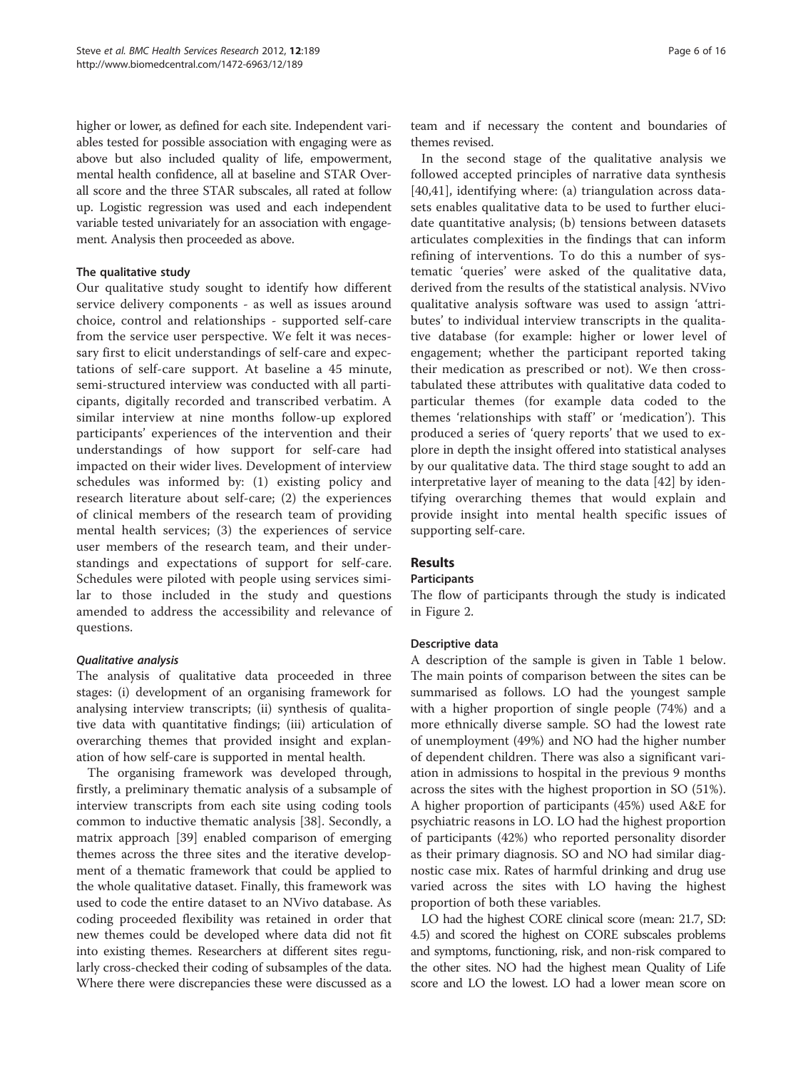higher or lower, as defined for each site. Independent variables tested for possible association with engaging were as above but also included quality of life, empowerment, mental health confidence, all at baseline and STAR Overall score and the three STAR subscales, all rated at follow up. Logistic regression was used and each independent variable tested univariately for an association with engagement. Analysis then proceeded as above.

### The qualitative study

Our qualitative study sought to identify how different service delivery components - as well as issues around choice, control and relationships - supported self-care from the service user perspective. We felt it was necessary first to elicit understandings of self-care and expectations of self-care support. At baseline a 45 minute, semi-structured interview was conducted with all participants, digitally recorded and transcribed verbatim. A similar interview at nine months follow-up explored participants' experiences of the intervention and their understandings of how support for self-care had impacted on their wider lives. Development of interview schedules was informed by: (1) existing policy and research literature about self-care; (2) the experiences of clinical members of the research team of providing mental health services; (3) the experiences of service user members of the research team, and their understandings and expectations of support for self-care. Schedules were piloted with people using services similar to those included in the study and questions amended to address the accessibility and relevance of questions.

#### *Qualitative analysis*

The analysis of qualitative data proceeded in three stages: (i) development of an organising framework for analysing interview transcripts; (ii) synthesis of qualitative data with quantitative findings; (iii) articulation of overarching themes that provided insight and explanation of how self-care is supported in mental health.

The organising framework was developed through, firstly, a preliminary thematic analysis of a subsample of interview transcripts from each site using coding tools common to inductive thematic analysis [38]. Secondly, a matrix approach [39] enabled comparison of emerging themes across the three sites and the iterative development of a thematic framework that could be applied to the whole qualitative dataset. Finally, this framework was used to code the entire dataset to an NVivo database. As coding proceeded flexibility was retained in order that new themes could be developed where data did not fit into existing themes. Researchers at different sites regularly cross-checked their coding of subsamples of the data. Where there were discrepancies these were discussed as a team and if necessary the content and boundaries of themes revised.

In the second stage of the qualitative analysis we followed accepted principles of narrative data synthesis [40,41], identifying where: (a) triangulation across datasets enables qualitative data to be used to further elucidate quantitative analysis; (b) tensions between datasets articulates complexities in the findings that can inform refining of interventions. To do this a number of systematic 'queries' were asked of the qualitative data, derived from the results of the statistical analysis. NVivo qualitative analysis software was used to assign 'attributes' to individual interview transcripts in the qualitative database (for example: higher or lower level of engagement; whether the participant reported taking their medication as prescribed or not). We then cross-tabulated these attributes with qualitative data coded to particular themes (for example data coded to the themes 'relationships with staff' or 'medication'). This produced a series of 'query reports' that we used to explore in depth the insight offered into statistical analyses by our qualitative data. The third stage sought to add an interpretative layer of meaning to the data [42] by identifying overarching themes that would explain and provide insight into mental health specific issues of supporting self-care.

## Results

### Participants

The flow of participants through the study is indicated in Figure 2.

### Descriptive data

A description of the sample is given in Table 1 below. The main points of comparison between the sites can be summarised as follows. LO had the youngest sample with a higher proportion of single people (74%) and a more ethnically diverse sample. SO had the lowest rate of unemployment (49%) and NO had the higher number of dependent children. There was also a significant variation in admissions to hospital in the previous 9 months across the sites with the highest proportion in SO (51%). A higher proportion of participants (45%) used A&E for psychiatric reasons in LO. LO had the highest proportion of participants (42%) who reported personality disorder as their primary diagnosis. SO and NO had similar diagnostic case mix. Rates of harmful drinking and drug use varied across the sites with LO having the highest proportion of both these variables.

LO had the highest CORE clinical score (mean: 21.7, SD: 4.5) and scored the highest on CORE subscales problems and symptoms, functioning, risk, and non-risk compared to the other sites. NO had the highest mean Quality of Life score and LO the lowest. LO had a lower mean score on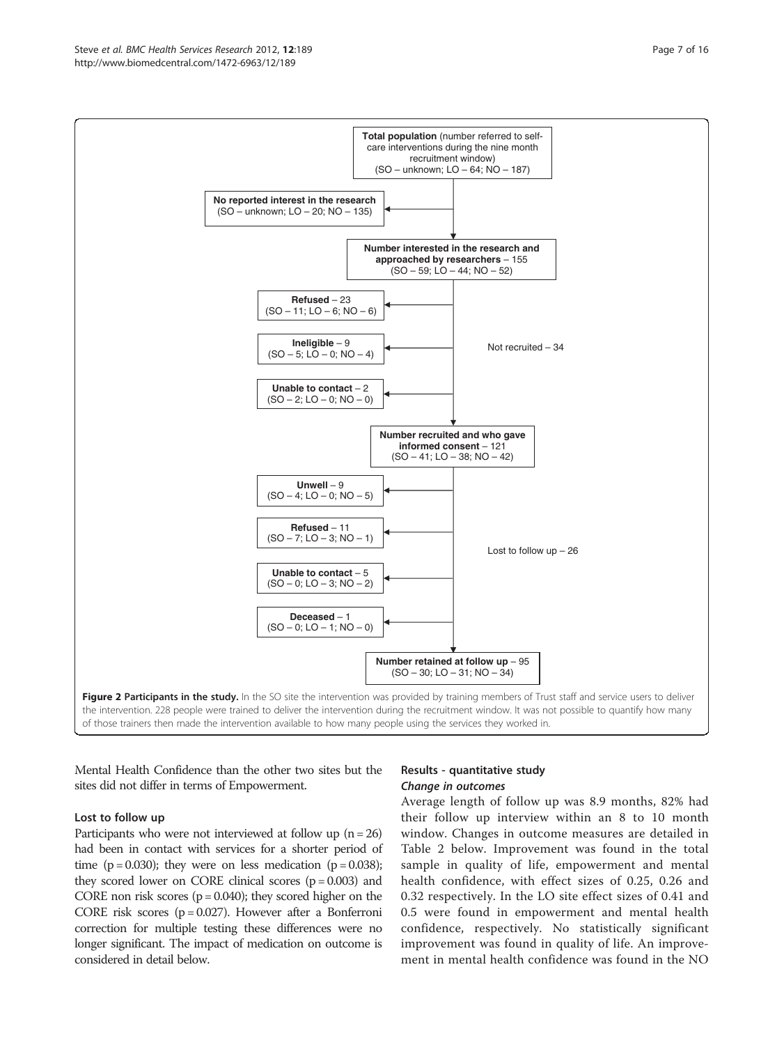Total population (number referred to self-care interventions during the nine month recruitment window) (SO – unknown; LO – 64; NO – 187)

No reported interest in the research (SO – unknown; LO – 20; NO – 135)

Number interested in the research and approached by researchers – 155 (SO – 59; LO – 44; NO – 52)

Refused – 23 (SO – 11; LO – 6; NO – 6)

Ineligible – 9 (SO – 5; LO – 0; NO – 4)

Unable to contact – 2 (SO – 2; LO – 0; NO – 0)

Not recruited – 34

Number recruited and who gave informed consent – 121 (SO – 41; LO – 38; NO – 42)

Unwell – 9 (SO – 4; LO – 0; NO – 5)

Refused – 11 (SO – 7; LO – 3; NO – 1)

Unable to contact – 5 (SO – 0; LO – 3; NO – 2)

Deceased – 1 (SO – 0; LO – 1; NO – 0)

Lost to follow up – 26

Number retained at follow up – 95 (SO – 30; LO – 31; NO – 34)

**Figure 2 Participants in the study.** In the SO site the intervention was provided by training members of Trust staff and service users to deliver the intervention. 228 people were trained to deliver the intervention during the recruitment window. It was not possible to quantify how many of those trainers then made the intervention available to how many people using the services they worked in.

Mental Health Confidence than the other two sites but the sites did not differ in terms of Empowerment.

### Lost to follow up

Participants who were not interviewed at follow up ($n = 26$) had been in contact with services for a shorter period of time ($p = 0.030$); they were on less medication ($p = 0.038$); they scored lower on CORE clinical scores ($p = 0.003$) and CORE non risk scores ($p = 0.040$); they scored higher on the CORE risk scores ($p = 0.027$). However after a Bonferroni correction for multiple testing these differences were no longer significant. The impact of medication on outcome is considered in detail below.

## Results - quantitative study

### *Change in outcomes*

Average length of follow up was 8.9 months, 82% had their follow up interview within an 8 to 10 month window. Changes in outcome measures are detailed in Table 2 below. Improvement was found in the total sample in quality of life, empowerment and mental health confidence, with effect sizes of 0.25, 0.26 and 0.32 respectively. In the LO site effect sizes of 0.41 and 0.5 were found in empowerment and mental health confidence, respectively. No statistically significant improvement was found in quality of life. An improvement in mental health confidence was found in the NO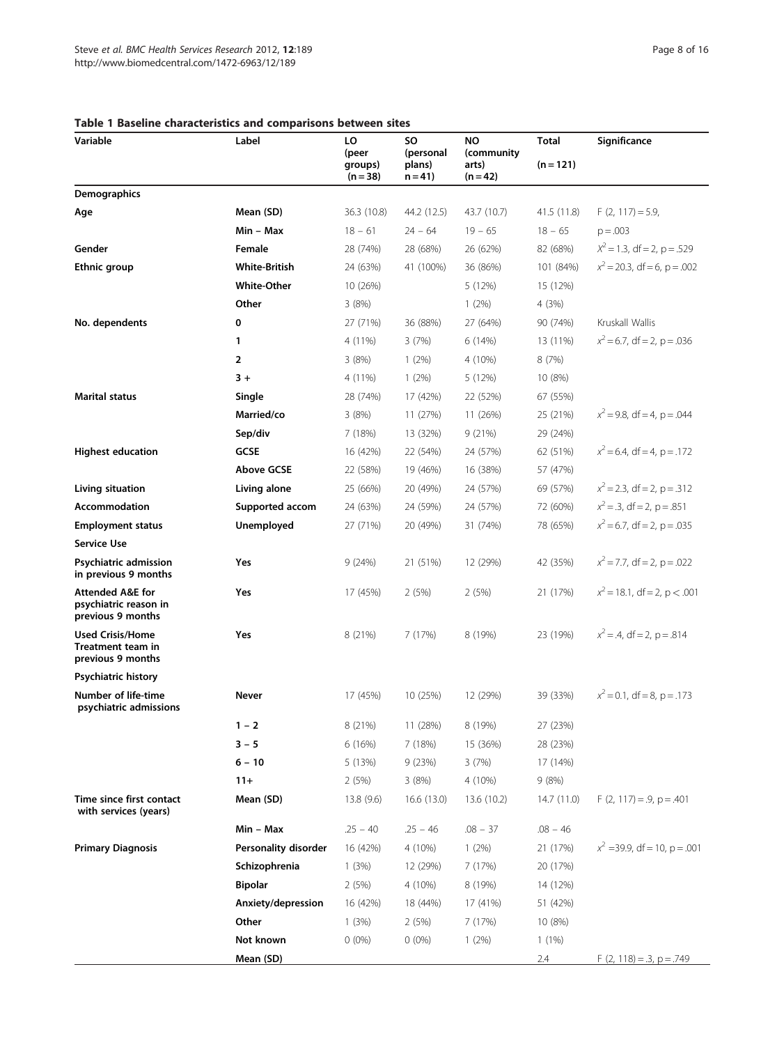**Table 1 Baseline characteristics and comparisons between sites**

| Variable | Label | LO (peer groups) (n = 38) | SO (personal plans) n = 41) | NO (community arts) (n = 42) | Total (n = 121) | Significance |
|---|---|---|---|---|---|---|
| **Demographics** | | | | | | |
| **Age** | **Mean (SD)** | 36.3 (10.8) | 44.2 (12.5) | 43.7 (10.7) | 41.5 (11.8) | F (2, 117) = 5.9, |
| | **Min – Max** | 18 – 61 | 24 – 64 | 19 – 65 | 18 – 65 | p = .003 |
| **Gender** | **Female** | 28 (74%) | 28 (68%) | 26 (62%) | 82 (68%) | $X^2 = 1.3$, df = 2, p = .529 |
| **Ethnic group** | **White-British** | 24 (63%) | 41 (100%) | 36 (86%) | 101 (84%) | $x^2 = 20.3$, df = 6, p = .002 |
| | **White-Other** | 10 (26%) | | 5 (12%) | 15 (12%) | |
| | **Other** | 3 (8%) | | 1 (2%) | 4 (3%) | |
| **No. dependents** | **0** | 27 (71%) | 36 (88%) | 27 (64%) | 90 (74%) | Kruskall Wallis |
| | **1** | 4 (11%) | 3 (7%) | 6 (14%) | 13 (11%) | $x^2 = 6.7$, df = 2, p = .036 |
| | **2** | 3 (8%) | 1 (2%) | 4 (10%) | 8 (7%) | |
| | **3 +** | 4 (11%) | 1 (2%) | 5 (12%) | 10 (8%) | |
| **Marital status** | **Single** | 28 (74%) | 17 (42%) | 22 (52%) | 67 (55%) | |
| | **Married/co** | 3 (8%) | 11 (27%) | 11 (26%) | 25 (21%) | $x^2 = 9.8$, df = 4, p = .044 |
| | **Sep/div** | 7 (18%) | 13 (32%) | 9 (21%) | 29 (24%) | |
| **Highest education** | **GCSE** | 16 (42%) | 22 (54%) | 24 (57%) | 62 (51%) | $x^2 = 6.4$, df = 4, p = .172 |
| | **Above GCSE** | 22 (58%) | 19 (46%) | 16 (38%) | 57 (47%) | |
| **Living situation** | **Living alone** | 25 (66%) | 20 (49%) | 24 (57%) | 69 (57%) | $x^2 = 2.3$, df = 2, p = .312 |
| **Accommodation** | **Supported accom** | 24 (63%) | 24 (59%) | 24 (57%) | 72 (60%) | $x^2 = .3$, df = 2, p = .851 |
| **Employment status** | **Unemployed** | 27 (71%) | 20 (49%) | 31 (74%) | 78 (65%) | $x^2 = 6.7$, df = 2, p = .035 |
| **Service Use** | | | | | | |
| **Psychiatric admission in previous 9 months** | **Yes** | 9 (24%) | 21 (51%) | 12 (29%) | 42 (35%) | $x^2 = 7.7$, df = 2, p = .022 |
| **Attended A&E for psychiatric reason in previous 9 months** | **Yes** | 17 (45%) | 2 (5%) | 2 (5%) | 21 (17%) | $x^2 = 18.1$, df = 2, p < .001 |
| **Used Crisis/Home Treatment team in previous 9 months** | **Yes** | 8 (21%) | 7 (17%) | 8 (19%) | 23 (19%) | $x^2 = .4$, df = 2, p = .814 |
| **Psychiatric history** | | | | | | |
| **Number of life-time psychiatric admissions** | **Never** | 17 (45%) | 10 (25%) | 12 (29%) | 39 (33%) | $x^2 = 0.1$, df = 8, p = .173 |
| | **1 – 2** | 8 (21%) | 11 (28%) | 8 (19%) | 27 (23%) | |
| | **3 – 5** | 6 (16%) | 7 (18%) | 15 (36%) | 28 (23%) | |
| | **6 – 10** | 5 (13%) | 9 (23%) | 3 (7%) | 17 (14%) | |
| | **11+** | 2 (5%) | 3 (8%) | 4 (10%) | 9 (8%) | |
| **Time since first contact with services (years)** | **Mean (SD)** | 13.8 (9.6) | 16.6 (13.0) | 13.6 (10.2) | 14.7 (11.0) | F (2, 117) = .9, p = .401 |
| | **Min – Max** | .25 – 40 | .25 – 46 | .08 – 37 | .08 – 46 | |
| **Primary Diagnosis** | **Personality disorder** | 16 (42%) | 4 (10%) | 1 (2%) | 21 (17%) | $x^2 = 39.9$, df = 10, p = .001 |
| | **Schizophrenia** | 1 (3%) | 12 (29%) | 7 (17%) | 20 (17%) | |
| | **Bipolar** | 2 (5%) | 4 (10%) | 8 (19%) | 14 (12%) | |
| | **Anxiety/depression** | 16 (42%) | 18 (44%) | 17 (41%) | 51 (42%) | |
| | **Other** | 1 (3%) | 2 (5%) | 7 (17%) | 10 (8%) | |
| | **Not known** | 0 (0%) | 0 (0%) | 1 (2%) | 1 (1%) | |
| | **Mean (SD)** | | | | 2.4 | F (2, 118) = .3, p = .749 |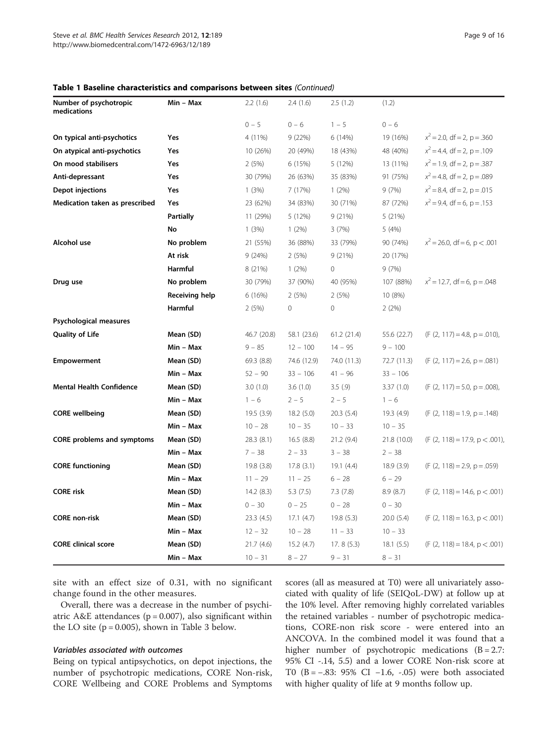**Table 1 Baseline characteristics and comparisons between sites** *(Continued)*

| | | | | | | |
|---|---|---|---|---|---|---|
| **Number of psychotropic medications** | **Min – Max** | 2.2 (1.6) | 2.4 (1.6) | 2.5 (1.2) | (1.2) | |
| | | 0 – 5 | 0 – 6 | 1 – 5 | 0 – 6 | |
| **On typical anti-psychotics** | **Yes** | 4 (11%) | 9 (22%) | 6 (14%) | 19 (16%) | $x^2 = 2.0$, df = 2, p = .360 |
| **On atypical anti-psychotics** | **Yes** | 10 (26%) | 20 (49%) | 18 (43%) | 48 (40%) | $x^2 = 4.4$, df = 2, p = .109 |
| **On mood stabilisers** | **Yes** | 2 (5%) | 6 (15%) | 5 (12%) | 13 (11%) | $x^2 = 1.9$, df = 2, p = .387 |
| **Anti-depressant** | **Yes** | 30 (79%) | 26 (63%) | 35 (83%) | 91 (75%) | $x^2 = 4.8$, df = 2, p = .089 |
| **Depot injections** | **Yes** | 1 (3%) | 7 (17%) | 1 (2%) | 9 (7%) | $x^2 = 8.4$, df = 2, p = .015 |
| **Medication taken as prescribed** | **Yes** | 23 (62%) | 34 (83%) | 30 (71%) | 87 (72%) | $x^2 = 9.4$, df = 6, p = .153 |
| | **Partially** | 11 (29%) | 5 (12%) | 9 (21%) | 5 (21%) | |
| | **No** | 1 (3%) | 1 (2%) | 3 (7%) | 5 (4%) | |
| **Alcohol use** | **No problem** | 21 (55%) | 36 (88%) | 33 (79%) | 90 (74%) | $x^2 = 26.0$, df = 6, p < .001 |
| | **At risk** | 9 (24%) | 2 (5%) | 9 (21%) | 20 (17%) | |
| | **Harmful** | 8 (21%) | 1 (2%) | 0 | 9 (7%) | |
| **Drug use** | **No problem** | 30 (79%) | 37 (90%) | 40 (95%) | 107 (88%) | $x^2 = 12.7$, df = 6, p = .048 |
| | **Receiving help** | 6 (16%) | 2 (5%) | 2 (5%) | 10 (8%) | |
| | **Harmful** | 2 (5%) | 0 | 0 | 2 (2%) | |
| **Psychological measures** | | | | | | |
| **Quality of Life** | **Mean (SD)** | 46.7 (20.8) | 58.1 (23.6) | 61.2 (21.4) | 55.6 (22.7) | (F (2, 117) = 4.8, p = .010), |
| | **Min – Max** | 9 – 85 | 12 – 100 | 14 – 95 | 9 – 100 | |
| **Empowerment** | **Mean (SD)** | 69.3 (8.8) | 74.6 (12.9) | 74.0 (11.3) | 72.7 (11.3) | (F (2, 117) = 2.6, p = .081) |
| | **Min – Max** | 52 – 90 | 33 – 106 | 41 – 96 | 33 – 106 | |
| **Mental Health Confidence** | **Mean (SD)** | 3.0 (1.0) | 3.6 (1.0) | 3.5 (.9) | 3.37 (1.0) | (F (2, 117) = 5.0, p = .008), |
| | **Min – Max** | 1 – 6 | 2 – 5 | 2 – 5 | 1 – 6 | |
| **CORE wellbeing** | **Mean (SD)** | 19.5 (3.9) | 18.2 (5.0) | 20.3 (5.4) | 19.3 (4.9) | (F (2, 118) = 1.9, p = .148) |
| | **Min – Max** | 10 – 28 | 10 – 35 | 10 – 33 | 10 – 35 | |
| **CORE problems and symptoms** | **Mean (SD)** | 28.3 (8.1) | 16.5 (8.8) | 21.2 (9.4) | 21.8 (10.0) | (F (2, 118) = 17.9, p < .001), |
| | **Min – Max** | 7 – 38 | 2 – 33 | 3 – 38 | 2 – 38 | |
| **CORE functioning** | **Mean (SD)** | 19.8 (3.8) | 17.8 (3.1) | 19.1 (4.4) | 18.9 (3.9) | (F (2, 118) = 2.9, p = .059) |
| | **Min – Max** | 11 – 29 | 11 – 25 | 6 – 28 | 6 – 29 | |
| **CORE risk** | **Mean (SD)** | 14.2 (8.3) | 5.3 (7.5) | 7.3 (7.8) | 8.9 (8.7) | (F (2, 118) = 14.6, p < .001) |
| | **Min – Max** | 0 – 30 | 0 – 25 | 0 – 28 | 0 – 30 | |
| **CORE non-risk** | **Mean (SD)** | 23.3 (4.5) | 17.1 (4.7) | 19.8 (5.3) | 20.0 (5.4) | (F (2, 118) = 16.3, p < .001) |
| | **Min – Max** | 12 – 32 | 10 – 28 | 11 – 33 | 10 – 33 | |
| **CORE clinical score** | **Mean (SD)** | 21.7 (4.6) | 15.2 (4.7) | 17. 8 (5.3) | 18.1 (5.5) | (F (2, 118) = 18.4, p < .001) |
| | **Min – Max** | 10 – 31 | 8 – 27 | 9 – 31 | 8 – 31 | |

site with an effect size of 0.31, with no significant change found in the other measures.

Overall, there was a decrease in the number of psychiatric A&E attendances (p = 0.007), also significant within the LO site (p = 0.005), shown in Table 3 below.

#### *Variables associated with outcomes*

Being on typical antipsychotics, on depot injections, the number of psychotropic medications, CORE Non-risk, CORE Wellbeing and CORE Problems and Symptoms scores (all as measured at T0) were all univariately associated with quality of life (SEIQoL-DW) at follow up at the 10% level. After removing highly correlated variables the retained variables - number of psychotropic medications, CORE-non risk score - were entered into an ANCOVA. In the combined model it was found that a higher number of psychotropic medications (B = 2.7: 95% CI -.14, 5.5) and a lower CORE Non-risk score at T0 (B = −.83: 95% CI −1.6, -.05) were both associated with higher quality of life at 9 months follow up.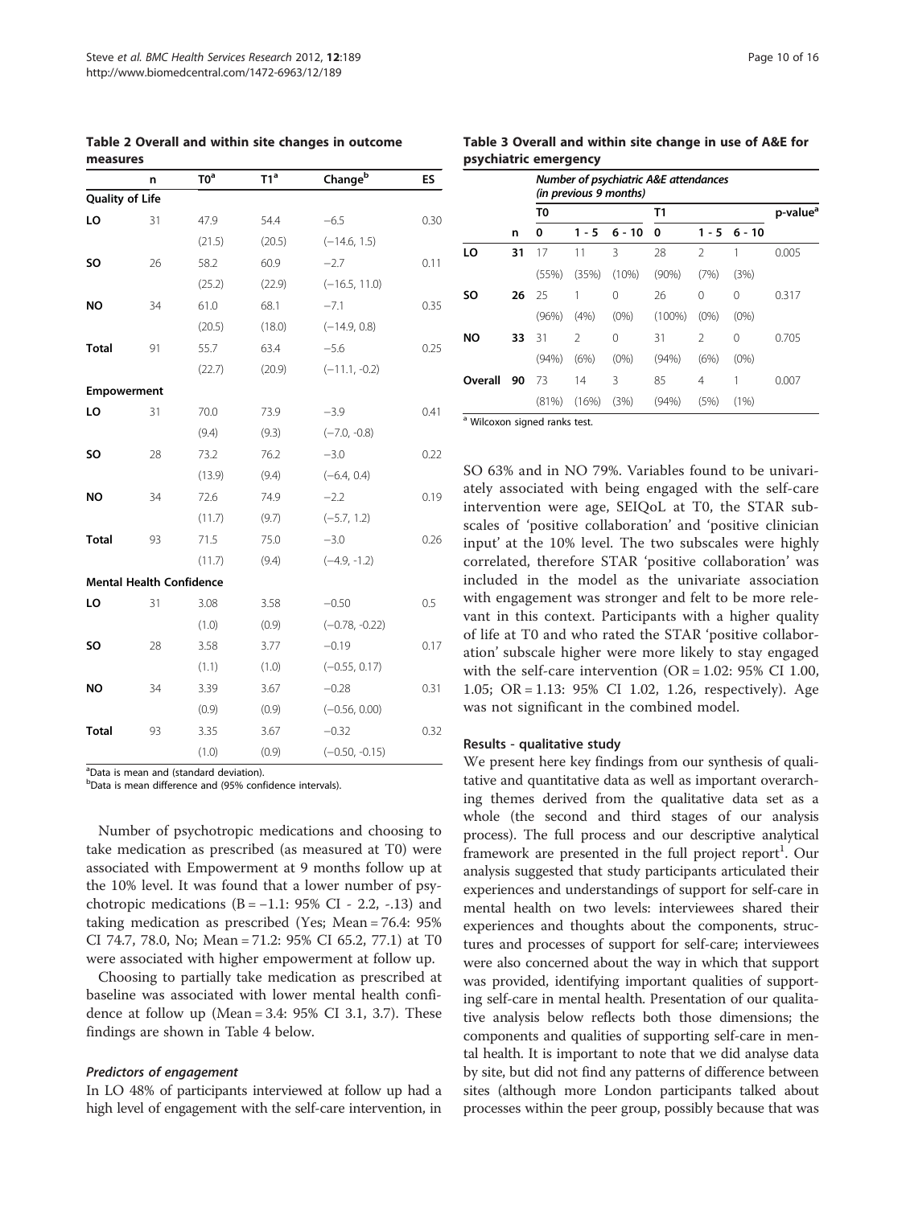**Table 2 Overall and within site changes in outcome measures**

| | n | T0[a] | T1[a] | Change[b] | ES |
|---|---|---|---|---|---|
| **Quality of Life** | | | | | |
| **LO** | 31 | 47.9 | 54.4 | −6.5 | 0.30 |
| | | (21.5) | (20.5) | (−14.6, 1.5) | |
| **SO** | 26 | 58.2 | 60.9 | −2.7 | 0.11 |
| | | (25.2) | (22.9) | (−16.5, 11.0) | |
| **NO** | 34 | 61.0 | 68.1 | −7.1 | 0.35 |
| | | (20.5) | (18.0) | (−14.9, 0.8) | |
| **Total** | 91 | 55.7 | 63.4 | −5.6 | 0.25 |
| | | (22.7) | (20.9) | (−11.1, -0.2) | |
| **Empowerment** | | | | | |
| **LO** | 31 | 70.0 | 73.9 | −3.9 | 0.41 |
| | | (9.4) | (9.3) | (−7.0, -0.8) | |
| **SO** | 28 | 73.2 | 76.2 | −3.0 | 0.22 |
| | | (13.9) | (9.4) | (−6.4, 0.4) | |
| **NO** | 34 | 72.6 | 74.9 | −2.2 | 0.19 |
| | | (11.7) | (9.7) | (−5.7, 1.2) | |
| **Total** | 93 | 71.5 | 75.0 | −3.0 | 0.26 |
| | | (11.7) | (9.4) | (−4.9, -1.2) | |
| **Mental Health Confidence** | | | | | |
| **LO** | 31 | 3.08 | 3.58 | −0.50 | 0.5 |
| | | (1.0) | (0.9) | (−0.78, -0.22) | |
| **SO** | 28 | 3.58 | 3.77 | −0.19 | 0.17 |
| | | (1.1) | (1.0) | (−0.55, 0.17) | |
| **NO** | 34 | 3.39 | 3.67 | −0.28 | 0.31 |
| | | (0.9) | (0.9) | (−0.56, 0.00) | |
| **Total** | 93 | 3.35 | 3.67 | −0.32 | 0.32 |
| | | (1.0) | (0.9) | (−0.50, -0.15) | |

[a]Data is mean and (standard deviation).
[b]Data is mean difference and (95% confidence intervals).

Number of psychotropic medications and choosing to take medication as prescribed (as measured at T0) were associated with Empowerment at 9 months follow up at the 10% level. It was found that a lower number of psychotropic medications ($B = -1.1$: 95% CI - 2.2, -.13) and taking medication as prescribed (Yes; Mean = 76.4: 95% CI 74.7, 78.0, No; Mean = 71.2: 95% CI 65.2, 77.1) at T0 were associated with higher empowerment at follow up.

Choosing to partially take medication as prescribed at baseline was associated with lower mental health confidence at follow up (Mean = 3.4: 95% CI 3.1, 3.7). These findings are shown in Table 4 below.

#### *Predictors of engagement*

In LO 48% of participants interviewed at follow up had a high level of engagement with the self-care intervention, in SO 63% and in NO 79%. Variables found to be univariately associated with being engaged with the self-care intervention were age, SEIQoL at T0, the STAR subscales of 'positive collaboration' and 'positive clinician input' at the 10% level. The two subscales were highly correlated, therefore STAR 'positive collaboration' was included in the model as the univariate association with engagement was stronger and felt to be more relevant in this context. Participants with a higher quality of life at T0 and who rated the STAR 'positive collaboration' subscale higher were more likely to stay engaged with the self-care intervention (OR = 1.02: 95% CI 1.00, 1.05; OR = 1.13: 95% CI 1.02, 1.26, respectively). Age was not significant in the combined model.

**Table 3 Overall and within site change in use of A&E for psychiatric emergency**

| | | *Number of psychiatric A&E attendances (in previous 9 months)* | | | | | | |
|---|---|---|---|---|---|---|---|---|
| | | **T0** | | | **T1** | | | **p-value[a]** |
| | **n** | **0** | **1 - 5** | **6 - 10** | **0** | **1 - 5** | **6 - 10** | |
| **LO** | **31** | 17 | 11 | 3 | 28 | 2 | 1 | 0.005 |
| | | (55%) | (35%) | (10%) | (90%) | (7%) | (3%) | |
| **SO** | **26** | 25 | 1 | 0 | 26 | 0 | 0 | 0.317 |
| | | (96%) | (4%) | (0%) | (100%) | (0%) | (0%) | |
| **NO** | **33** | 31 | 2 | 0 | 31 | 2 | 0 | 0.705 |
| | | (94%) | (6%) | (0%) | (94%) | (6%) | (0%) | |
| **Overall** | **90** | 73 | 14 | 3 | 85 | 4 | 1 | 0.007 |
| | | (81%) | (16%) | (3%) | (94%) | (5%) | (1%) | |

[a] Wilcoxon signed ranks test.

### Results - qualitative study

We present here key findings from our synthesis of qualitative and quantitative data as well as important overarching themes derived from the qualitative data set as a whole (the second and third stages of our analysis process). The full process and our descriptive analytical framework are presented in the full project report[1]. Our analysis suggested that study participants articulated their experiences and understandings of support for self-care in mental health on two levels: interviewees shared their experiences and thoughts about the components, structures and processes of support for self-care; interviewees were also concerned about the way in which that support was provided, identifying important qualities of supporting self-care in mental health. Presentation of our qualitative analysis below reflects both those dimensions; the components and qualities of supporting self-care in mental health. It is important to note that we did analyse data by site, but did not find any patterns of difference between sites (although more London participants talked about processes within the peer group, possibly because that was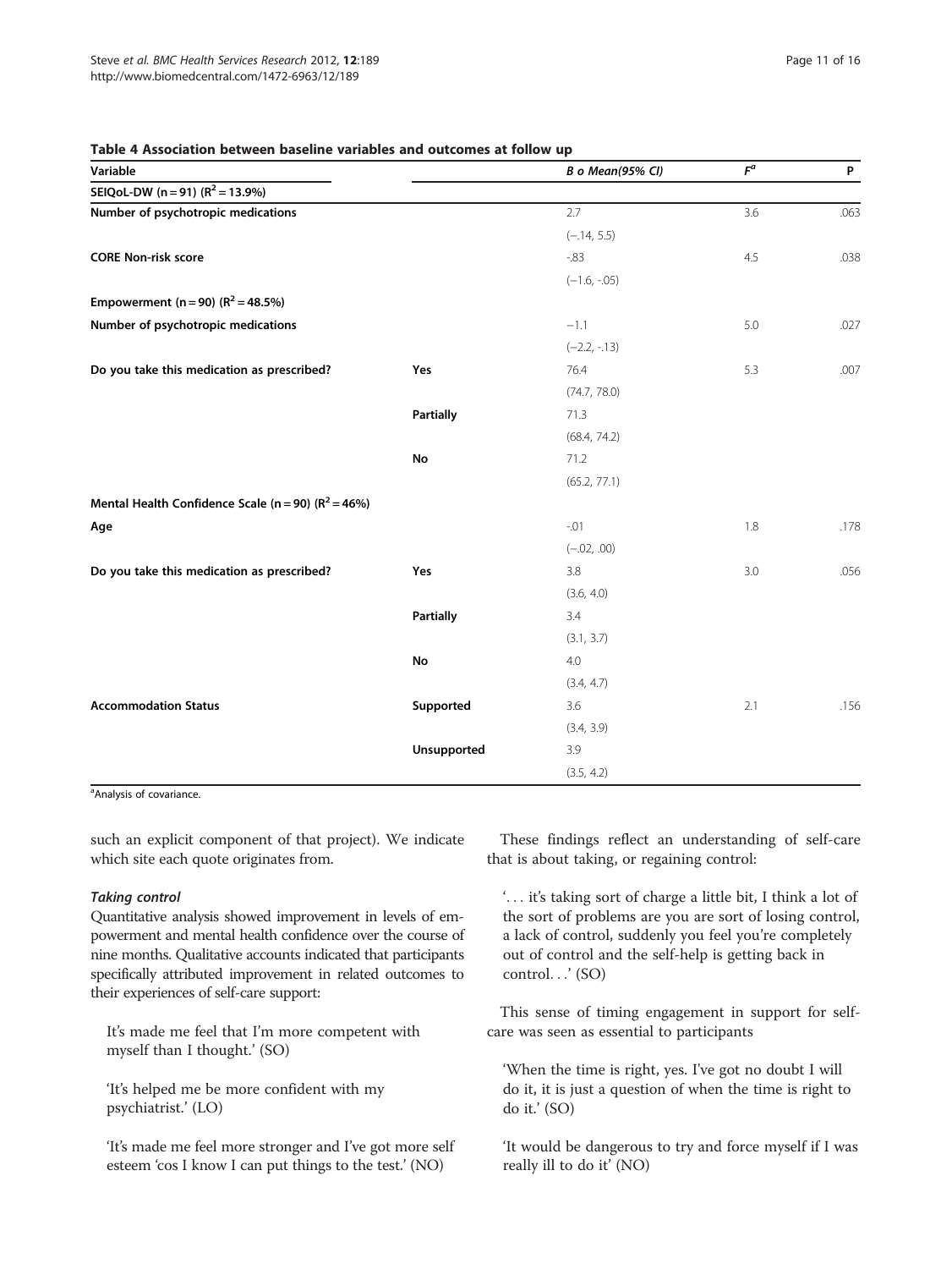**Table 4 Association between baseline variables and outcomes at follow up**

| Variable | | B o Mean(95% CI) | $F^a$ | P |
|---|---|---|---|---|
| **SEIQoL-DW (n = 91) ($R^2$ = 13.9%)** | | | | |
| **Number of psychotropic medications** | | 2.7 | 3.6 | .063 |
| | | (−.14, 5.5) | | |
| **CORE Non-risk score** | | -.83 | 4.5 | .038 |
| | | (−1.6, -.05) | | |
| **Empowerment (n = 90) ($R^2$ = 48.5%)** | | | | |
| **Number of psychotropic medications** | | −1.1 | 5.0 | .027 |
| | | (−2.2, -.13) | | |
| **Do you take this medication as prescribed?** | **Yes** | 76.4 | 5.3 | .007 |
| | | (74.7, 78.0) | | |
| | **Partially** | 71.3 | | |
| | | (68.4, 74.2) | | |
| | **No** | 71.2 | | |
| | | (65.2, 77.1) | | |
| **Mental Health Confidence Scale (n = 90) ($R^2$ = 46%)** | | | | |
| **Age** | | -.01 | 1.8 | .178 |
| | | (−.02, .00) | | |
| **Do you take this medication as prescribed?** | **Yes** | 3.8 | 3.0 | .056 |
| | | (3.6, 4.0) | | |
| | **Partially** | 3.4 | | |
| | | (3.1, 3.7) | | |
| | **No** | 4.0 | | |
| | | (3.4, 4.7) | | |
| **Accommodation Status** | **Supported** | 3.6 | 2.1 | .156 |
| | | (3.4, 3.9) | | |
| | **Unsupported** | 3.9 | | |
| | | (3.5, 4.2) | | |

[a]Analysis of covariance.

such an explicit component of that project). We indicate which site each quote originates from.

#### *Taking control*

Quantitative analysis showed improvement in levels of empowerment and mental health confidence over the course of nine months. Qualitative accounts indicated that participants specifically attributed improvement in related outcomes to their experiences of self-care support:

> It's made me feel that I'm more competent with myself than I thought.' (SO)

> 'It's helped me be more confident with my psychiatrist.' (LO)

> 'It's made me feel more stronger and I've got more self esteem 'cos I know I can put things to the test.' (NO)

These findings reflect an understanding of self-care that is about taking, or regaining control:

> '… it's taking sort of charge a little bit, I think a lot of the sort of problems are you are sort of losing control, a lack of control, suddenly you feel you're completely out of control and the self-help is getting back in control…' (SO)

This sense of timing engagement in support for self-care was seen as essential to participants

> 'When the time is right, yes. I've got no doubt I will do it, it is just a question of when the time is right to do it.' (SO)

> 'It would be dangerous to try and force myself if I was really ill to do it' (NO)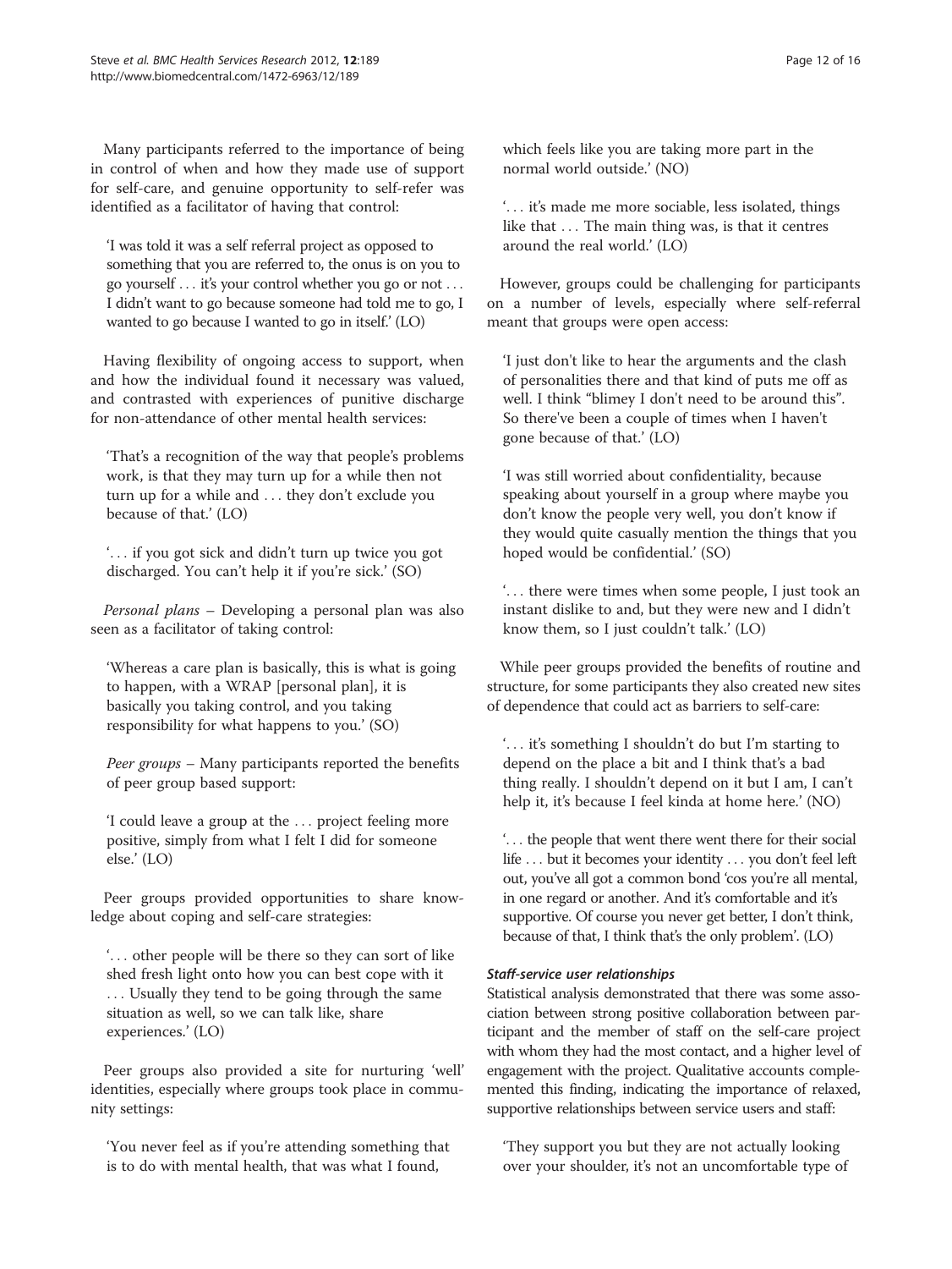Many participants referred to the importance of being in control of when and how they made use of support for self-care, and genuine opportunity to self-refer was identified as a facilitator of having that control:

> 'I was told it was a self referral project as opposed to something that you are referred to, the onus is on you to go yourself . . . it's your control whether you go or not . . . I didn't want to go because someone had told me to go, I wanted to go because I wanted to go in itself.' (LO)

Having flexibility of ongoing access to support, when and how the individual found it necessary was valued, and contrasted with experiences of punitive discharge for non-attendance of other mental health services:

> 'That's a recognition of the way that people's problems work, is that they may turn up for a while then not turn up for a while and . . . they don't exclude you because of that.' (LO)

> '. . . if you got sick and didn't turn up twice you got discharged. You can't help it if you're sick.' (SO)

*Personal plans* – Developing a personal plan was also seen as a facilitator of taking control:

> 'Whereas a care plan is basically, this is what is going to happen, with a WRAP [personal plan], it is basically you taking control, and you taking responsibility for what happens to you.' (SO)

*Peer groups* – Many participants reported the benefits of peer group based support:

> 'I could leave a group at the . . . project feeling more positive, simply from what I felt I did for someone else.' (LO)

Peer groups provided opportunities to share knowledge about coping and self-care strategies:

> '. . . other people will be there so they can sort of like shed fresh light onto how you can best cope with it . . . Usually they tend to be going through the same situation as well, so we can talk like, share experiences.' (LO)

Peer groups also provided a site for nurturing 'well' identities, especially where groups took place in community settings:

> 'You never feel as if you're attending something that is to do with mental health, that was what I found, which feels like you are taking more part in the normal world outside.' (NO)

> '. . . it's made me more sociable, less isolated, things like that . . . The main thing was, is that it centres around the real world.' (LO)

However, groups could be challenging for participants on a number of levels, especially where self-referral meant that groups were open access:

> 'I just don't like to hear the arguments and the clash of personalities there and that kind of puts me off as well. I think "blimey I don't need to be around this". So there've been a couple of times when I haven't gone because of that.' (LO)

> 'I was still worried about confidentiality, because speaking about yourself in a group where maybe you don't know the people very well, you don't know if they would quite casually mention the things that you hoped would be confidential.' (SO)

> '. . . there were times when some people, I just took an instant dislike to and, but they were new and I didn't know them, so I just couldn't talk.' (LO)

While peer groups provided the benefits of routine and structure, for some participants they also created new sites of dependence that could act as barriers to self-care:

> '. . . it's something I shouldn't do but I'm starting to depend on the place a bit and I think that's a bad thing really. I shouldn't depend on it but I am, I can't help it, it's because I feel kinda at home here.' (NO)

> '. . . the people that went there went there for their social life . . . but it becomes your identity . . . you don't feel left out, you've all got a common bond 'cos you're all mental, in one regard or another. And it's comfortable and it's supportive. Of course you never get better, I don't think, because of that, I think that's the only problem'. (LO)

#### *Staff-service user relationships*

Statistical analysis demonstrated that there was some association between strong positive collaboration between participant and the member of staff on the self-care project with whom they had the most contact, and a higher level of engagement with the project. Qualitative accounts complemented this finding, indicating the importance of relaxed, supportive relationships between service users and staff:

> 'They support you but they are not actually looking over your shoulder, it's not an uncomfortable type of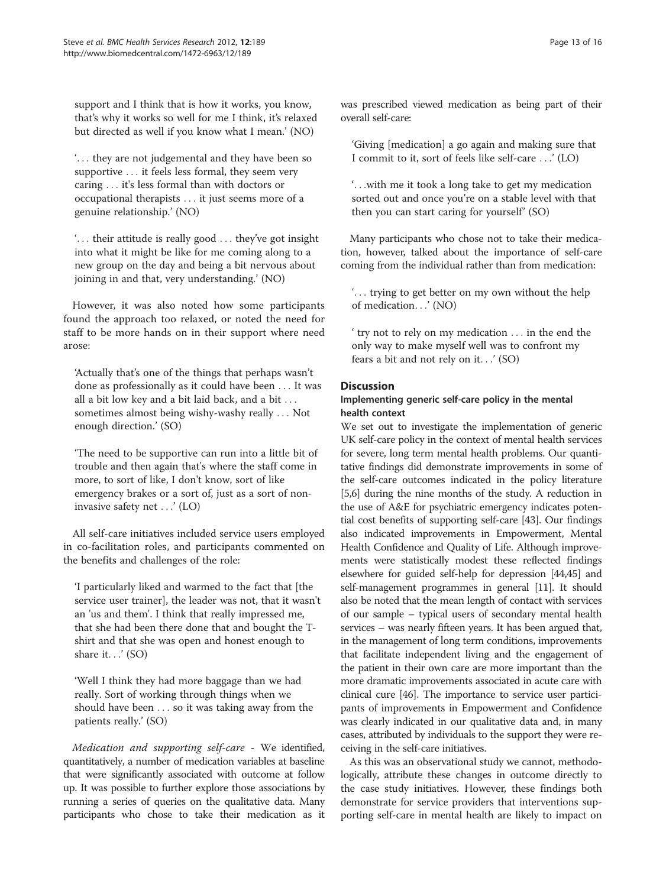support and I think that is how it works, you know, that's why it works so well for me I think, it's relaxed but directed as well if you know what I mean.' (NO)

'. . . they are not judgemental and they have been so supportive . . . it feels less formal, they seem very caring . . . it's less formal than with doctors or occupational therapists . . . it just seems more of a genuine relationship.' (NO)

'. . . their attitude is really good . . . they've got insight into what it might be like for me coming along to a new group on the day and being a bit nervous about joining in and that, very understanding.' (NO)

However, it was also noted how some participants found the approach too relaxed, or noted the need for staff to be more hands on in their support where need arose:

'Actually that's one of the things that perhaps wasn't done as professionally as it could have been . . . It was all a bit low key and a bit laid back, and a bit . . . sometimes almost being wishy-washy really . . . Not enough direction.' (SO)

'The need to be supportive can run into a little bit of trouble and then again that's where the staff come in more, to sort of like, I don't know, sort of like emergency brakes or a sort of, just as a sort of non-invasive safety net . . .' (LO)

All self-care initiatives included service users employed in co-facilitation roles, and participants commented on the benefits and challenges of the role:

'I particularly liked and warmed to the fact that [the service user trainer], the leader was not, that it wasn't an 'us and them'. I think that really impressed me, that she had been there done that and bought the T-shirt and that she was open and honest enough to share it. . .' (SO)

'Well I think they had more baggage than we had really. Sort of working through things when we should have been . . . so it was taking away from the patients really.' (SO)

*Medication and supporting self-care* - We identified, quantitatively, a number of medication variables at baseline that were significantly associated with outcome at follow up. It was possible to further explore those associations by running a series of queries on the qualitative data. Many participants who chose to take their medication as it was prescribed viewed medication as being part of their overall self-care:

'Giving [medication] a go again and making sure that I commit to it, sort of feels like self-care . . .' (LO)

'. . .with me it took a long take to get my medication sorted out and once you're on a stable level with that then you can start caring for yourself' (SO)

Many participants who chose not to take their medication, however, talked about the importance of self-care coming from the individual rather than from medication:

'. . . trying to get better on my own without the help of medication. . .' (NO)

' try not to rely on my medication . . . in the end the only way to make myself well was to confront my fears a bit and not rely on it. . .' (SO)

## Discussion

### Implementing generic self-care policy in the mental health context

We set out to investigate the implementation of generic UK self-care policy in the context of mental health services for severe, long term mental health problems. Our quantitative findings did demonstrate improvements in some of the self-care outcomes indicated in the policy literature [5,6] during the nine months of the study. A reduction in the use of A&E for psychiatric emergency indicates potential cost benefits of supporting self-care [43]. Our findings also indicated improvements in Empowerment, Mental Health Confidence and Quality of Life. Although improvements were statistically modest these reflected findings elsewhere for guided self-help for depression [44,45] and self-management programmes in general [11]. It should also be noted that the mean length of contact with services of our sample – typical users of secondary mental health services – was nearly fifteen years. It has been argued that, in the management of long term conditions, improvements that facilitate independent living and the engagement of the patient in their own care are more important than the more dramatic improvements associated in acute care with clinical cure [46]. The importance to service user participants of improvements in Empowerment and Confidence was clearly indicated in our qualitative data and, in many cases, attributed by individuals to the support they were receiving in the self-care initiatives.

As this was an observational study we cannot, methodologically, attribute these changes in outcome directly to the case study initiatives. However, these findings both demonstrate for service providers that interventions supporting self-care in mental health are likely to impact on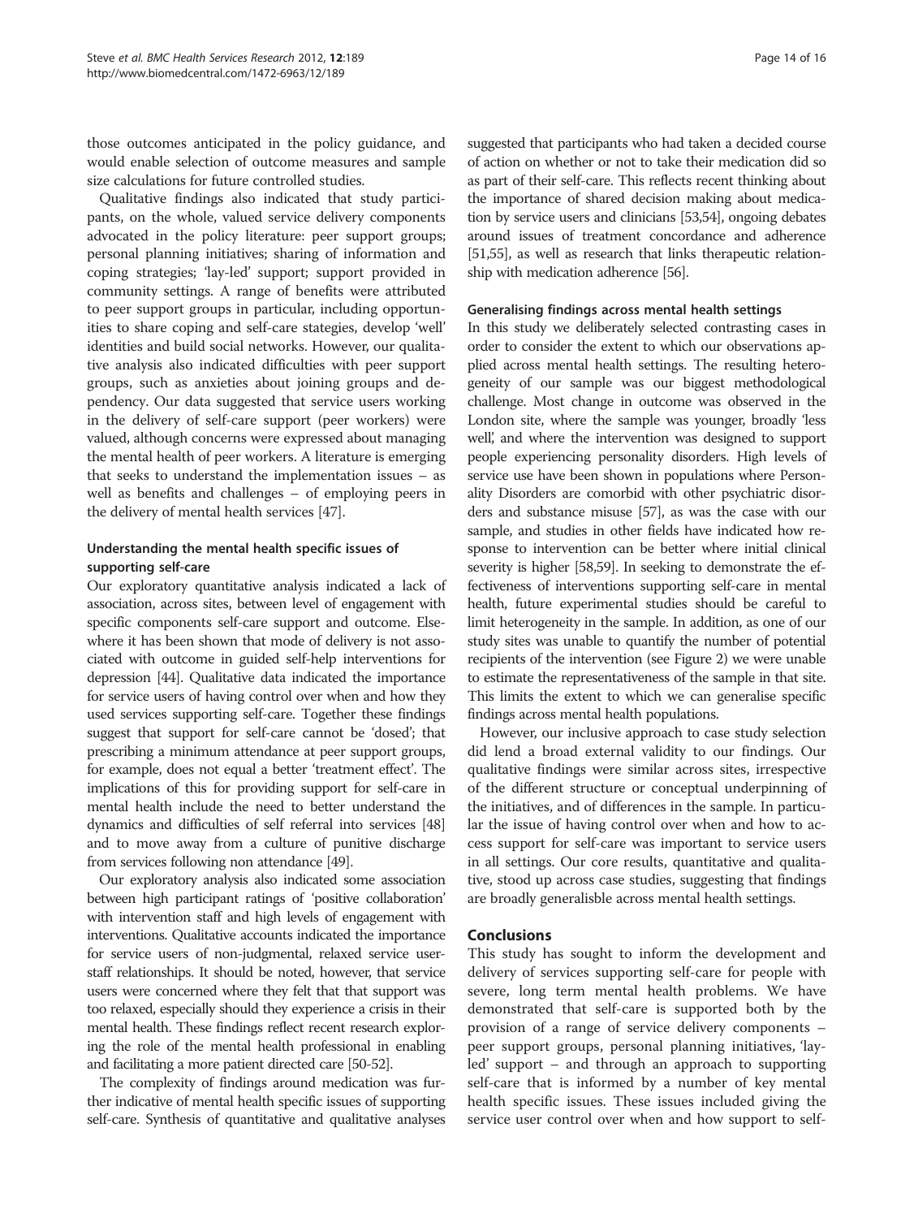those outcomes anticipated in the policy guidance, and would enable selection of outcome measures and sample size calculations for future controlled studies.

Qualitative findings also indicated that study participants, on the whole, valued service delivery components advocated in the policy literature: peer support groups; personal planning initiatives; sharing of information and coping strategies; 'lay-led' support; support provided in community settings. A range of benefits were attributed to peer support groups in particular, including opportunities to share coping and self-care stategies, develop 'well' identities and build social networks. However, our qualitative analysis also indicated difficulties with peer support groups, such as anxieties about joining groups and dependency. Our data suggested that service users working in the delivery of self-care support (peer workers) were valued, although concerns were expressed about managing the mental health of peer workers. A literature is emerging that seeks to understand the implementation issues – as well as benefits and challenges – of employing peers in the delivery of mental health services [47].

### Understanding the mental health specific issues of supporting self-care

Our exploratory quantitative analysis indicated a lack of association, across sites, between level of engagement with specific components self-care support and outcome. Elsewhere it has been shown that mode of delivery is not associated with outcome in guided self-help interventions for depression [44]. Qualitative data indicated the importance for service users of having control over when and how they used services supporting self-care. Together these findings suggest that support for self-care cannot be 'dosed'; that prescribing a minimum attendance at peer support groups, for example, does not equal a better 'treatment effect'. The implications of this for providing support for self-care in mental health include the need to better understand the dynamics and difficulties of self referral into services [48] and to move away from a culture of punitive discharge from services following non attendance [49].

Our exploratory analysis also indicated some association between high participant ratings of 'positive collaboration' with intervention staff and high levels of engagement with interventions. Qualitative accounts indicated the importance for service users of non-judgmental, relaxed service user-staff relationships. It should be noted, however, that service users were concerned where they felt that that support was too relaxed, especially should they experience a crisis in their mental health. These findings reflect recent research exploring the role of the mental health professional in enabling and facilitating a more patient directed care [50-52].

The complexity of findings around medication was further indicative of mental health specific issues of supporting self-care. Synthesis of quantitative and qualitative analyses suggested that participants who had taken a decided course of action on whether or not to take their medication did so as part of their self-care. This reflects recent thinking about the importance of shared decision making about medication by service users and clinicians [53,54], ongoing debates around issues of treatment concordance and adherence [51,55], as well as research that links therapeutic relationship with medication adherence [56].

### Generalising findings across mental health settings

In this study we deliberately selected contrasting cases in order to consider the extent to which our observations applied across mental health settings. The resulting heterogeneity of our sample was our biggest methodological challenge. Most change in outcome was observed in the London site, where the sample was younger, broadly 'less well', and where the intervention was designed to support people experiencing personality disorders. High levels of service use have been shown in populations where Personality Disorders are comorbid with other psychiatric disorders and substance misuse [57], as was the case with our sample, and studies in other fields have indicated how response to intervention can be better where initial clinical severity is higher [58,59]. In seeking to demonstrate the effectiveness of interventions supporting self-care in mental health, future experimental studies should be careful to limit heterogeneity in the sample. In addition, as one of our study sites was unable to quantify the number of potential recipients of the intervention (see Figure 2) we were unable to estimate the representativeness of the sample in that site. This limits the extent to which we can generalise specific findings across mental health populations.

However, our inclusive approach to case study selection did lend a broad external validity to our findings. Our qualitative findings were similar across sites, irrespective of the different structure or conceptual underpinning of the initiatives, and of differences in the sample. In particular the issue of having control over when and how to access support for self-care was important to service users in all settings. Our core results, quantitative and qualitative, stood up across case studies, suggesting that findings are broadly generalisble across mental health settings.

## Conclusions

This study has sought to inform the development and delivery of services supporting self-care for people with severe, long term mental health problems. We have demonstrated that self-care is supported both by the provision of a range of service delivery components – peer support groups, personal planning initiatives, 'lay-led' support – and through an approach to supporting self-care that is informed by a number of key mental health specific issues. These issues included giving the service user control over when and how support to self-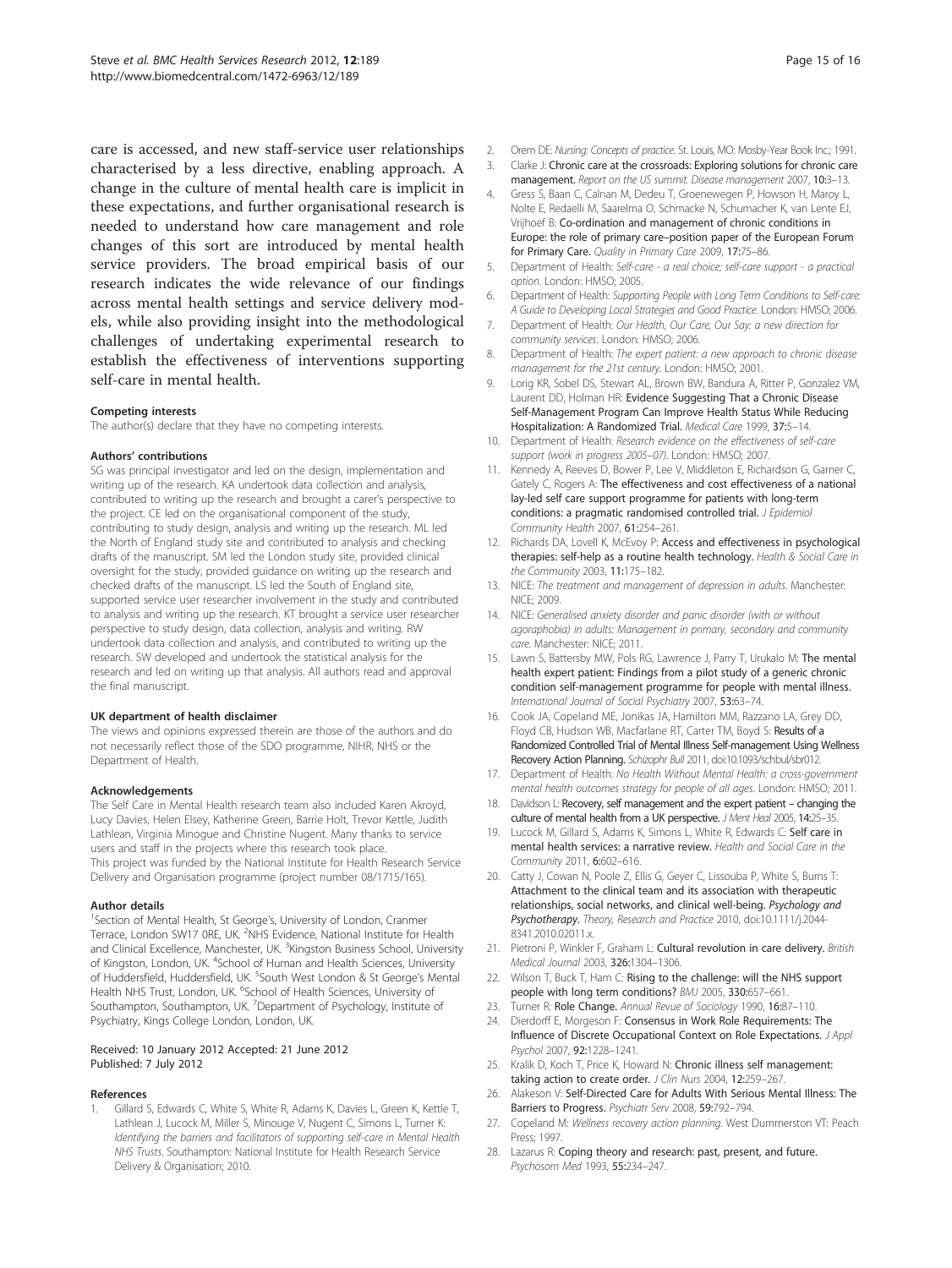care is accessed, and new staff-service user relationships characterised by a less directive, enabling approach. A change in the culture of mental health care is implicit in these expectations, and further organisational research is needed to understand how care management and role changes of this sort are introduced by mental health service providers. The broad empirical basis of our research indicates the wide relevance of our findings across mental health settings and service delivery models, while also providing insight into the methodological challenges of undertaking experimental research to establish the effectiveness of interventions supporting self-care in mental health.

#### Competing interests

The author(s) declare that they have no competing interests.

#### Authors' contributions

SG was principal investigator and led on the design, implementation and writing up of the research. KA undertook data collection and analysis, contributed to writing up the research and brought a carer's perspective to the project. CE led on the organisational component of the study, contributing to study design, analysis and writing up the research. ML led the North of England study site and contributed to analysis and checking drafts of the manuscript. SM led the London study site, provided clinical oversight for the study, provided guidance on writing up the research and checked drafts of the manuscript. LS led the South of England site, supported service user researcher involvement in the study and contributed to analysis and writing up the research. KT brought a service user researcher perspective to study design, data collection, analysis and writing. RW undertook data collection and analysis, and contributed to writing up the research. SW developed and undertook the statistical analysis for the research and led on writing up that analysis. All authors read and approval the final manuscript.

#### UK department of health disclaimer

The views and opinions expressed therein are those of the authors and do not necessarily reflect those of the SDO programme, NIHR, NHS or the Department of Health.

#### Acknowledgements

The Self Care in Mental Health research team also included Karen Akroyd, Lucy Davies, Helen Elsey, Katherine Green, Barrie Holt, Trevor Kettle, Judith Lathlean, Virginia Minogue and Christine Nugent. Many thanks to service users and staff in the projects where this research took place.
This project was funded by the National Institute for Health Research Service Delivery and Organisation programme (project number 08/1715/165).

#### Author details

[1]Section of Mental Health, St George's, University of London, Cranmer Terrace, London SW17 0RE, UK. [2]NHS Evidence, National Institute for Health and Clinical Excellence, Manchester, UK. [3]Kingston Business School, University of Kingston, London, UK. [4]School of Human and Health Sciences, University of Huddersfield, Huddersfield, UK. [5]South West London & St George's Mental Health NHS Trust, London, UK. [6]School of Health Sciences, University of Southampton, Southampton, UK. [7]Department of Psychology, Institute of Psychiatry, Kings College London, London, UK.

Received: 10 January 2012 Accepted: 21 June 2012
Published: 7 July 2012

#### References

1. Gillard S, Edwards C, White S, White R, Adams K, Davies L, Green K, Kettle T, Lathlean J, Lucock M, Miller S, Minouge V, Nugent C, Simons L, Turner K: *Identifying the barriers and facilitators of supporting self-care in Mental Health NHS Trusts*. Southampton: National Institute for Health Research Service Delivery & Organisation; 2010.
2. Orem DE: *Nursing: Concepts of practice*. St. Louis, MO: Mosby-Year Book Inc.; 1991.
3. Clarke J: **Chronic care at the crossroads: Exploring solutions for chronic care management.** *Report on the US summit. Disease management* 2007, **10:**3–13.
4. Gress S, Baan C, Calnan M, Dedeu T, Groenewegen P, Howson H, Maroy L, Nolte E, Redaelli M, Saarelma O, Schmacke N, Schumacher K, van Lente EJ, Vrijhoef B: **Co-ordination and management of chronic conditions in Europe: the role of primary care–position paper of the European Forum for Primary Care.** *Quality in Primary Care* 2009, **17:**75–86.
5. Department of Health: *Self-care - a real choice; self-care support - a practical option*. London: HMSO; 2005.
6. Department of Health: *Supporting People with Long Term Conditions to Self-care: A Guide to Developing Local Strategies and Good Practice*. London: HMSO; 2006.
7. Department of Health: *Our Health, Our Care, Our Say: a new direction for community services*. London: HMSO; 2006.
8. Department of Health: *The expert patient: a new approach to chronic disease management for the 21st century*. London: HMSO; 2001.
9. Lorig KR, Sobel DS, Stewart AL, Brown BW, Bandura A, Ritter P, Gonzalez VM, Laurent DD, Holman HR: **Evidence Suggesting That a Chronic Disease Self-Management Program Can Improve Health Status While Reducing Hospitalization: A Randomized Trial.** *Medical Care* 1999, **37:**5–14.
10. Department of Health: *Research evidence on the effectiveness of self-care support (work in progress 2005–07)*. London: HMSO; 2007.
11. Kennedy A, Reeves D, Bower P, Lee V, Middleton E, Richardson G, Garner C, Gately C, Rogers A: **The effectiveness and cost effectiveness of a national lay-led self care support programme for patients with long-term conditions: a pragmatic randomised controlled trial.** *J Epidemiol Community Health* 2007, **61:**254–261.
12. Richards DA, Lovell K, McEvoy P: **Access and effectiveness in psychological therapies: self-help as a routine health technology.** *Health & Social Care in the Community* 2003, **11:**175–182.
13. NICE: *The treatment and management of depression in adults*. Manchester: NICE; 2009.
14. NICE: *Generalised anxiety disorder and panic disorder (with or without agoraphobia) in adults: Management in primary, secondary and community care*. Manchester: NICE; 2011.
15. Lawn S, Battersby MW, Pols RG, Lawrence J, Parry T, Urukalo M: **The mental health expert patient: Findings from a pilot study of a generic chronic condition self-management programme for people with mental illness.** *International Journal of Social Psychiatry* 2007, **53:**63–74.
16. Cook JA, Copeland ME, Jonikas JA, Hamilton MM, Razzano LA, Grey DD, Floyd CB, Hudson WB, Macfarlane RT, Carter TM, Boyd S: **Results of a Randomized Controlled Trial of Mental Illness Self-management Using Wellness Recovery Action Planning.** *Schizophr Bull* 2011, doi:10.1093/schbul/sbr012.
17. Department of Health: *No Health Without Mental Health: a cross-government mental health outcomes strategy for people of all ages*. London: HMSO; 2011.
18. Davidson L: **Recovery, self management and the expert patient – changing the culture of mental health from a UK perspective.** *J Ment Heal* 2005, **14:**25–35.
19. Lucock M, Gillard S, Adams K, Simons L, White R, Edwards C: **Self care in mental health services: a narrative review.** *Health and Social Care in the Community* 2011, **6:**602–616.
20. Catty J, Cowan N, Poole Z, Ellis G, Geyer C, Lissouba P, White S, Burns T: **Attachment to the clinical team and its association with therapeutic relationships, social networks, and clinical well-being.** ***Psychology and Psychotherapy***. *Theory, Research and Practice* 2010, doi:10.1111/j.2044-8341.2010.02011.x.
21. Pietroni P, Winkler F, Graham L: **Cultural revolution in care delivery.** *British Medical Journal* 2003, **326:**1304–1306.
22. Wilson T, Buck T, Ham C: **Rising to the challenge: will the NHS support people with long term conditions?** *BMJ* 2005, **330:**657–661.
23. Turner R: **Role Change.** *Annual Revue of Sociology* 1990, **16:**87–110.
24. Dierdorff E, Morgeson F: **Consensus in Work Role Requirements: The Influence of Discrete Occupational Context on Role Expectations.** *J Appl Psychol* 2007, **92:**1228–1241.
25. Kralik D, Koch T, Price K, Howard N: **Chronic illness self management: taking action to create order.** *J Clin Nurs* 2004, **12:**259–267.
26. Alakeson V: **Self-Directed Care for Adults With Serious Mental Illness: The Barriers to Progress.** *Psychiatr Serv* 2008, **59:**792–794.
27. Copeland M: *Wellness recovery action planning*. West Dummerston VT: Peach Press; 1997.
28. Lazarus R: **Coping theory and research: past, present, and future.** *Psychosom Med* 1993, **55:**234–247.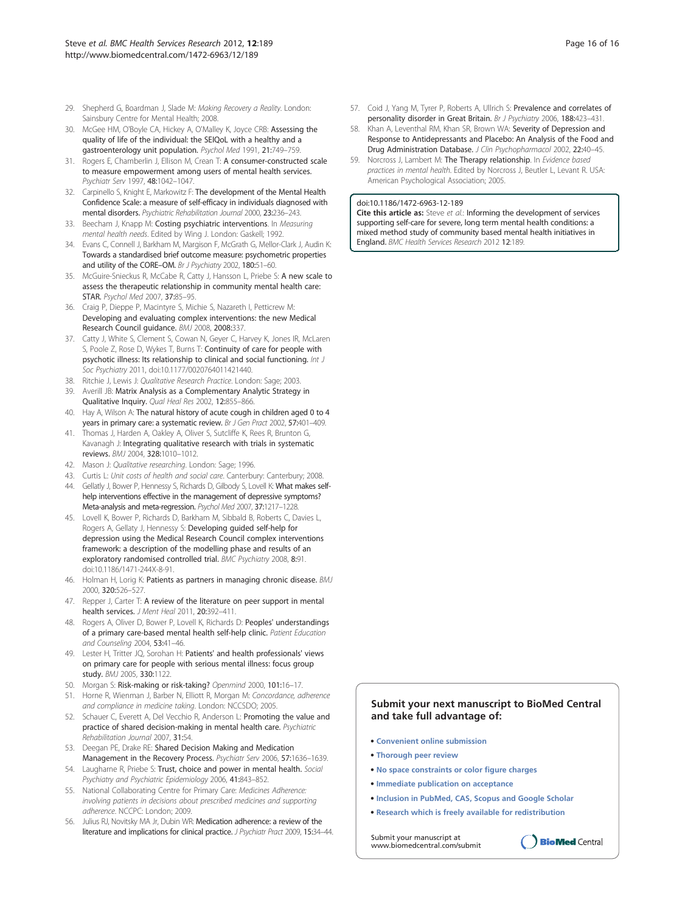29. Shepherd G, Boardman J, Slade M: *Making Recovery a Reality*. London: Sainsbury Centre for Mental Health; 2008.
30. McGee HM, O'Boyle CA, Hickey A, O'Malley K, Joyce CRB: Assessing the quality of life of the individual: the SEIQoL with a healthy and a gastroenterology unit population. *Psychol Med* 1991, **21**:749–759.
31. Rogers E, Chamberlin J, Ellison M, Crean T: A consumer-constructed scale to measure empowerment among users of mental health services. *Psychiatr Serv* 1997, **48**:1042–1047.
32. Carpinello S, Knight E, Markowitz F: The development of the Mental Health Confidence Scale: a measure of self-efficacy in individuals diagnosed with mental disorders. *Psychiatric Rehabilitation Journal* 2000, **23**:236–243.
33. Beecham J, Knapp M: Costing psychiatric interventions. In *Measuring mental health needs*. Edited by Wing J. London: Gaskell; 1992.
34. Evans C, Connell J, Barkham M, Margison F, McGrath G, Mellor-Clark J, Audin K: Towards a standardised brief outcome measure: psychometric properties and utility of the CORE–OM. *Br J Psychiatry* 2002, **180**:51–60.
35. McGuire-Snieckus R, McCabe R, Catty J, Hansson L, Priebe S: A new scale to assess the therapeutic relationship in community mental health care: STAR. *Psychol Med* 2007, **37**:85–95.
36. Craig P, Dieppe P, Macintyre S, Michie S, Nazareth I, Petticrew M: Developing and evaluating complex interventions: the new Medical Research Council guidance. *BMJ* 2008, **2008**:337.
37. Catty J, White S, Clement S, Cowan N, Geyer C, Harvey K, Jones IR, McLaren S, Poole Z, Rose D, Wykes T, Burns T: Continuity of care for people with psychotic illness: Its relationship to clinical and social functioning. *Int J Soc Psychiatry* 2011, doi:10.1177/0020764011421440.
38. Ritchie J, Lewis J: *Qualitative Research Practice*. London: Sage; 2003.
39. Averill JB: Matrix Analysis as a Complementary Analytic Strategy in Qualitative Inquiry. *Qual Heal Res* 2002, **12**:855–866.
40. Hay A, Wilson A: The natural history of acute cough in children aged 0 to 4 years in primary care: a systematic review. *Br J Gen Pract* 2002, **57**:401–409.
41. Thomas J, Harden A, Oakley A, Oliver S, Sutcliffe K, Rees R, Brunton G, Kavanagh J: Integrating qualitative research with trials in systematic reviews. *BMJ* 2004, **328**:1010–1012.
42. Mason J: *Qualitative researching*. London: Sage; 1996.
43. Curtis L: *Unit costs of health and social care*. Canterbury: Canterbury; 2008.
44. Gellatly J, Bower P, Hennessy S, Richards D, Gilbody S, Lovell K: What makes self-help interventions effective in the management of depressive symptoms? Meta-analysis and meta-regression. *Psychol Med* 2007, **37**:1217–1228.
45. Lovell K, Bower P, Richards D, Barkham M, Sibbald B, Roberts C, Davies L, Rogers A, Gellatly J, Hennessy S: Developing guided self-help for depression using the Medical Research Council complex interventions framework: a description of the modelling phase and results of an exploratory randomised controlled trial. *BMC Psychiatry* 2008, **8**:91. doi:10.1186/1471-244X-8-91.
46. Holman H, Lorig K: Patients as partners in managing chronic disease. *BMJ* 2000, **320**:526–527.
47. Repper J, Carter T: A review of the literature on peer support in mental health services. *J Ment Heal* 2011, **20**:392–411.
48. Rogers A, Oliver D, Bower P, Lovell K, Richards D: Peoples' understandings of a primary care-based mental health self-help clinic. *Patient Education and Counseling* 2004, **53**:41–46.
49. Lester H, Tritter JQ, Sorohan H: Patients' and health professionals' views on primary care for people with serious mental illness: focus group study. *BMJ* 2005, **330**:1122.
50. Morgan S: Risk-making or risk-taking? *Openmind* 2000, **101**:16–17.
51. Horne R, Wienman J, Barber N, Elliott R, Morgan M: *Concordance, adherence and compliance in medicine taking*. London: NCCSDO; 2005.
52. Schauer C, Everett A, Del Vecchio R, Anderson L: Promoting the value and practice of shared decision-making in mental health care. *Psychiatric Rehabilitation Journal* 2007, **31**:54.
53. Deegan PE, Drake RE: Shared Decision Making and Medication Management in the Recovery Process. *Psychiatr Serv* 2006, **57**:1636–1639.
54. Laugharne R, Priebe S: Trust, choice and power in mental health. *Social Psychiatry and Psychiatric Epidemiology* 2006, **41**:843–852.
55. National Collaborating Centre for Primary Care: *Medicines Adherence: involving patients in decisions about prescribed medicines and supporting adherence*. NCCPC: London; 2009.
56. Julius RJ, Novitsky MA Jr, Dubin WR: Medication adherence: a review of the literature and implications for clinical practice. *J Psychiatr Pract* 2009, **15**:34–44.
57. Coid J, Yang M, Tyrer P, Roberts A, Ullrich S: Prevalence and correlates of personality disorder in Great Britain. *Br J Psychiatry* 2006, **188**:423–431.
58. Khan A, Leventhal RM, Khan SR, Brown WA: Severity of Depression and Response to Antidepressants and Placebo: An Analysis of the Food and Drug Administration Database. *J Clin Psychopharmacol* 2002, **22**:40–45.
59. Norcross J, Lambert M: The Therapy relationship. In *Evidence based practices in mental health*. Edited by Norcross J, Beutler L, Levant R. USA: American Psychological Association; 2005.

doi:10.1186/1472-6963-12-189

**Cite this article as:** Steve *et al.*: Informing the development of services supporting self-care for severe, long term mental health conditions: a mixed method study of community based mental health initiatives in England. *BMC Health Services Research* 2012 **12**:189.

**Submit your next manuscript to BioMed Central and take full advantage of:**

- Convenient online submission
- Thorough peer review
- No space constraints or color figure charges
- Immediate publication on acceptance
- Inclusion in PubMed, CAS, Scopus and Google Scholar
- Research which is freely available for redistribution

Submit your manuscript at www.biomedcentral.com/submit

BioMed Central